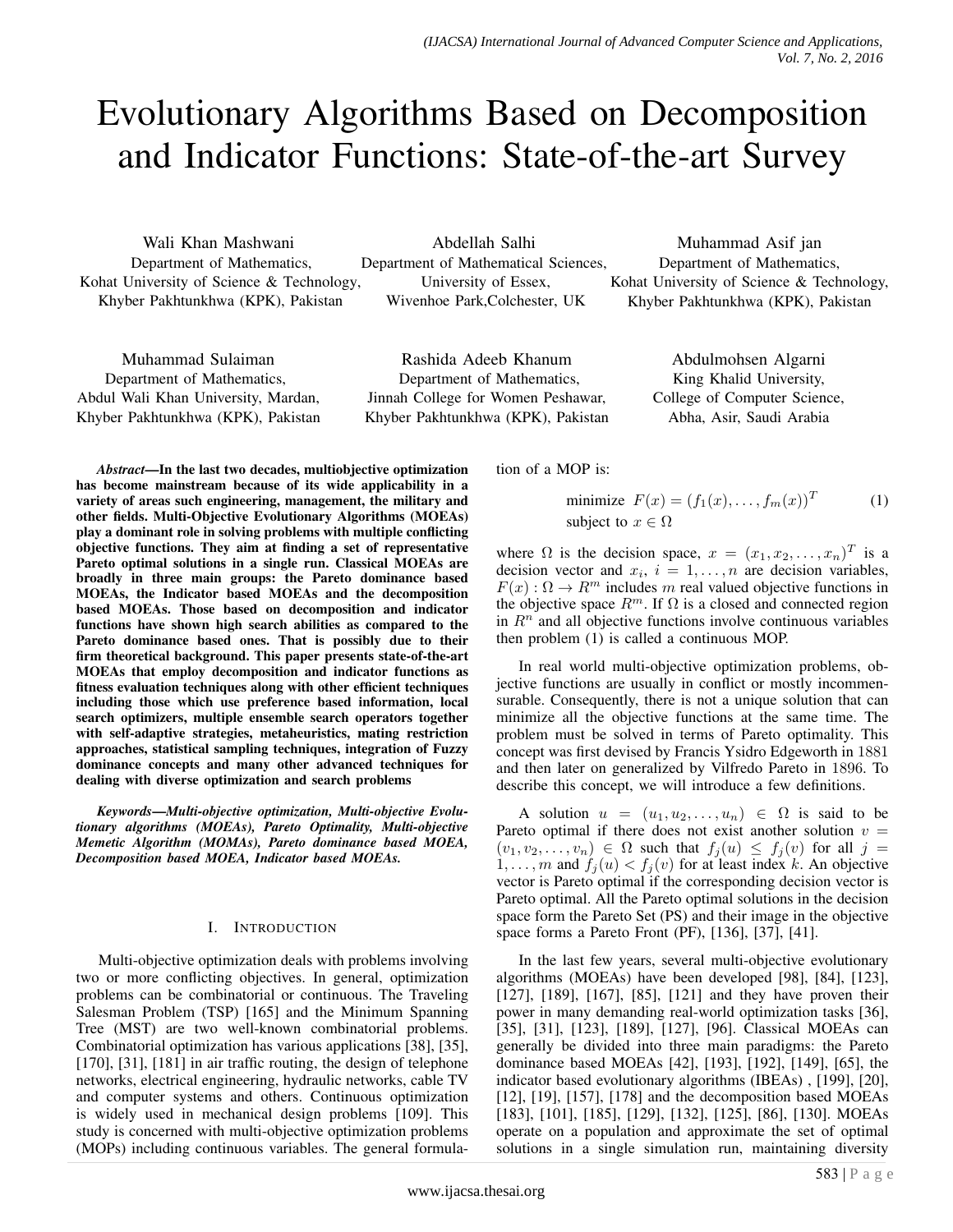# Evolutionary Algorithms Based on Decomposition and Indicator Functions: State-of-the-art Survey

Wali Khan Mashwani
Department of Mathematics,
Kohat University of Science & Technology,
Khyber Pakhtunkhwa (KPK), Pakistan

Abdellah Salhi
Department of Mathematical Sciences,
University of Essex,
Wivenhoe Park,Colchester, UK

Muhammad Asif jan
Department of Mathematics,
Kohat University of Science & Technology,
Khyber Pakhtunkhwa (KPK), Pakistan

Muhammad Sulaiman
Department of Mathematics,
Abdul Wali Khan University, Mardan,
Khyber Pakhtunkhwa (KPK), Pakistan

Rashida Adeeb Khanum
Department of Mathematics,
Jinnah College for Women Peshawar,
Khyber Pakhtunkhwa (KPK), Pakistan

Abdulmohsen Algarni
King Khalid University,
College of Computer Science,
Abha, Asir, Saudi Arabia

***Abstract*—In the last two decades, multiobjective optimization has become mainstream because of its wide applicability in a variety of areas such engineering, management, the military and other fields. Multi-Objective Evolutionary Algorithms (MOEAs) play a dominant role in solving problems with multiple conflicting objective functions. They aim at finding a set of representative Pareto optimal solutions in a single run. Classical MOEAs are broadly in three main groups: the Pareto dominance based MOEAs, the Indicator based MOEAs and the decomposition based MOEAs. Those based on decomposition and indicator functions have shown high search abilities as compared to the Pareto dominance based ones. That is possibly due to their firm theoretical background. This paper presents state-of-the-art MOEAs that employ decomposition and indicator functions as fitness evaluation techniques along with other efficient techniques including those which use preference based information, local search optimizers, multiple ensemble search operators together with self-adaptive strategies, metaheuristics, mating restriction approaches, statistical sampling techniques, integration of Fuzzy dominance concepts and many other advanced techniques for dealing with diverse optimization and search problems**

***Keywords*—*Multi-objective optimization, Multi-objective Evolutionary algorithms (MOEAs), Pareto Optimality, Multi-objective Memetic Algorithm (MOMAs), Pareto dominance based MOEA, Decomposition based MOEA, Indicator based MOEAs.***

## I. Introduction

Multi-objective optimization deals with problems involving two or more conflicting objectives. In general, optimization problems can be combinatorial or continuous. The Traveling Salesman Problem (TSP) [165] and the Minimum Spanning Tree (MST) are two well-known combinatorial problems. Combinatorial optimization has various applications [38], [35], [170], [31], [181] in air traffic routing, the design of telephone networks, electrical engineering, hydraulic networks, cable TV and computer systems and others. Continuous optimization is widely used in mechanical design problems [109]. This study is concerned with multi-objective optimization problems (MOPs) including continuous variables. The general formulation of a MOP is:

$$\begin{aligned} &\text{minimize } \; F(x) = (f_1(x), \dots, f_m(x))^T \\ &\text{subject to } x \in \Omega \end{aligned} \tag{1}$$

where $\Omega$ is the decision space, $x = (x_1, x_2, \dots, x_n)^T$ is a decision vector and $x_i,\ i = 1, \dots, n$ are decision variables, $F(x) : \Omega \to R^m$ includes $m$ real valued objective functions in the objective space $R^m$. If $\Omega$ is a closed and connected region in $R^n$ and all objective functions involve continuous variables then problem (1) is called a continuous MOP.

In real world multi-objective optimization problems, objective functions are usually in conflict or mostly incommensurable. Consequently, there is not a unique solution that can minimize all the objective functions at the same time. The problem must be solved in terms of Pareto optimality. This concept was first devised by Francis Ysidro Edgeworth in 1881 and then later on generalized by Vilfredo Pareto in 1896. To describe this concept, we will introduce a few definitions.

A solution $u = (u_1, u_2, \dots, u_n) \in \Omega$ is said to be Pareto optimal if there does not exist another solution $v = (v_1, v_2, \dots, v_n) \in \Omega$ such that $f_j(u) \leq f_j(v)$ for all $j = 1, \dots, m$ and $f_j(u) < f_j(v)$ for at least index $k$. An objective vector is Pareto optimal if the corresponding decision vector is Pareto optimal. All the Pareto optimal solutions in the decision space form the Pareto Set (PS) and their image in the objective space forms a Pareto Front (PF), [136], [37], [41].

In the last few years, several multi-objective evolutionary algorithms (MOEAs) have been developed [98], [84], [123], [127], [189], [167], [85], [121] and they have proven their power in many demanding real-world optimization tasks [36], [35], [31], [123], [189], [127], [96]. Classical MOEAs can generally be divided into three main paradigms: the Pareto dominance based MOEAs [42], [193], [192], [149], [65], the indicator based evolutionary algorithms (IBEAs) , [199], [20], [12], [19], [157], [178] and the decomposition based MOEAs [183], [101], [185], [129], [132], [125], [86], [130]. MOEAs operate on a population and approximate the set of optimal solutions in a single simulation run, maintaining diversity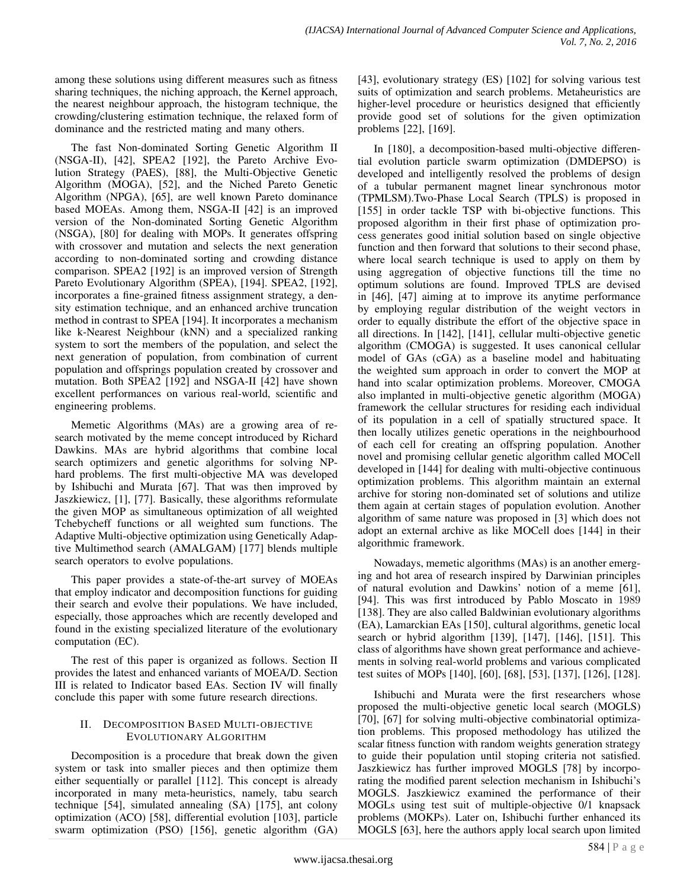among these solutions using different measures such as fitness sharing techniques, the niching approach, the Kernel approach, the nearest neighbour approach, the histogram technique, the crowding/clustering estimation technique, the relaxed form of dominance and the restricted mating and many others.

The fast Non-dominated Sorting Genetic Algorithm II (NSGA-II), [42], SPEA2 [192], the Pareto Archive Evolution Strategy (PAES), [88], the Multi-Objective Genetic Algorithm (MOGA), [52], and the Niched Pareto Genetic Algorithm (NPGA), [65], are well known Pareto dominance based MOEAs. Among them, NSGA-II [42] is an improved version of the Non-dominated Sorting Genetic Algorithm (NSGA), [80] for dealing with MOPs. It generates offspring with crossover and mutation and selects the next generation according to non-dominated sorting and crowding distance comparison. SPEA2 [192] is an improved version of Strength Pareto Evolutionary Algorithm (SPEA), [194]. SPEA2, [192], incorporates a fine-grained fitness assignment strategy, a density estimation technique, and an enhanced archive truncation method in contrast to SPEA [194]. It incorporates a mechanism like k-Nearest Neighbour (kNN) and a specialized ranking system to sort the members of the population, and select the next generation of population, from combination of current population and offsprings population created by crossover and mutation. Both SPEA2 [192] and NSGA-II [42] have shown excellent performances on various real-world, scientific and engineering problems.

Memetic Algorithms (MAs) are a growing area of research motivated by the meme concept introduced by Richard Dawkins. MAs are hybrid algorithms that combine local search optimizers and genetic algorithms for solving NP-hard problems. The first multi-objective MA was developed by Ishibuchi and Murata [67]. That was then improved by Jaszkiewicz, [1], [77]. Basically, these algorithms reformulate the given MOP as simultaneous optimization of all weighted Tchebycheff functions or all weighted sum functions. The Adaptive Multi-objective optimization using Genetically Adaptive Multimethod search (AMALGAM) [177] blends multiple search operators to evolve populations.

This paper provides a state-of-the-art survey of MOEAs that employ indicator and decomposition functions for guiding their search and evolve their populations. We have included, especially, those approaches which are recently developed and found in the existing specialized literature of the evolutionary computation (EC).

The rest of this paper is organized as follows. Section II provides the latest and enhanced variants of MOEA/D. Section III is related to Indicator based EAs. Section IV will finally conclude this paper with some future research directions.

## II. Decomposition Based Multi-objective Evolutionary Algorithm

Decomposition is a procedure that break down the given system or task into smaller pieces and then optimize them either sequentially or parallel [112]. This concept is already incorporated in many meta-heuristics, namely, tabu search technique [54], simulated annealing (SA) [175], ant colony optimization (ACO) [58], differential evolution [103], particle swarm optimization (PSO) [156], genetic algorithm (GA) [43], evolutionary strategy (ES) [102] for solving various test suits of optimization and search problems. Metaheuristics are higher-level procedure or heuristics designed that efficiently provide good set of solutions for the given optimization problems [22], [169].

In [180], a decomposition-based multi-objective differential evolution particle swarm optimization (DMDEPSO) is developed and intelligently resolved the problems of design of a tubular permanent magnet linear synchronous motor (TPMLSM).Two-Phase Local Search (TPLS) is proposed in [155] in order tackle TSP with bi-objective functions. This proposed algorithm in their first phase of optimization process generates good initial solution based on single objective function and then forward that solutions to their second phase, where local search technique is used to apply on them by using aggregation of objective functions till the time no optimum solutions are found. Improved TPLS are devised in [46], [47] aiming at to improve its anytime performance by employing regular distribution of the weight vectors in order to equally distribute the effort of the objective space in all directions. In [142], [141], cellular multi-objective genetic algorithm (CMOGA) is suggested. It uses canonical cellular model of GAs (cGA) as a baseline model and habituating the weighted sum approach in order to convert the MOP at hand into scalar optimization problems. Moreover, CMOGA also implanted in multi-objective genetic algorithm (MOGA) framework the cellular structures for residing each individual of its population in a cell of spatially structured space. It then locally utilizes genetic operations in the neighbourhood of each cell for creating an offspring population. Another novel and promising cellular genetic algorithm called MOCell developed in [144] for dealing with multi-objective continuous optimization problems. This algorithm maintain an external archive for storing non-dominated set of solutions and utilize them again at certain stages of population evolution. Another algorithm of same nature was proposed in [3] which does not adopt an external archive as like MOCell does [144] in their algorithmic framework.

Nowadays, memetic algorithms (MAs) is an another emerging and hot area of research inspired by Darwinian principles of natural evolution and Dawkins' notion of a meme [61], [94]. This was first introduced by Pablo Moscato in 1989 [138]. They are also called Baldwinian evolutionary algorithms (EA), Lamarckian EAs [150], cultural algorithms, genetic local search or hybrid algorithm [139], [147], [146], [151]. This class of algorithms have shown great performance and achievements in solving real-world problems and various complicated test suites of MOPs [140], [60], [68], [53], [137], [126], [128].

Ishibuchi and Murata were the first researchers whose proposed the multi-objective genetic local search (MOGLS) [70], [67] for solving multi-objective combinatorial optimization problems. This proposed methodology has utilized the scalar fitness function with random weights generation strategy to guide their population until stoping criteria not satisfied. Jaszkiewicz has further improved MOGLS [78] by incorporating the modified parent selection mechanism in Ishibuchi's MOGLS. Jaszkiewicz examined the performance of their MOGLs using test suit of multiple-objective 0/1 knapsack problems (MOKPs). Later on, Ishibuchi further enhanced its MOGLS [63], here the authors apply local search upon limited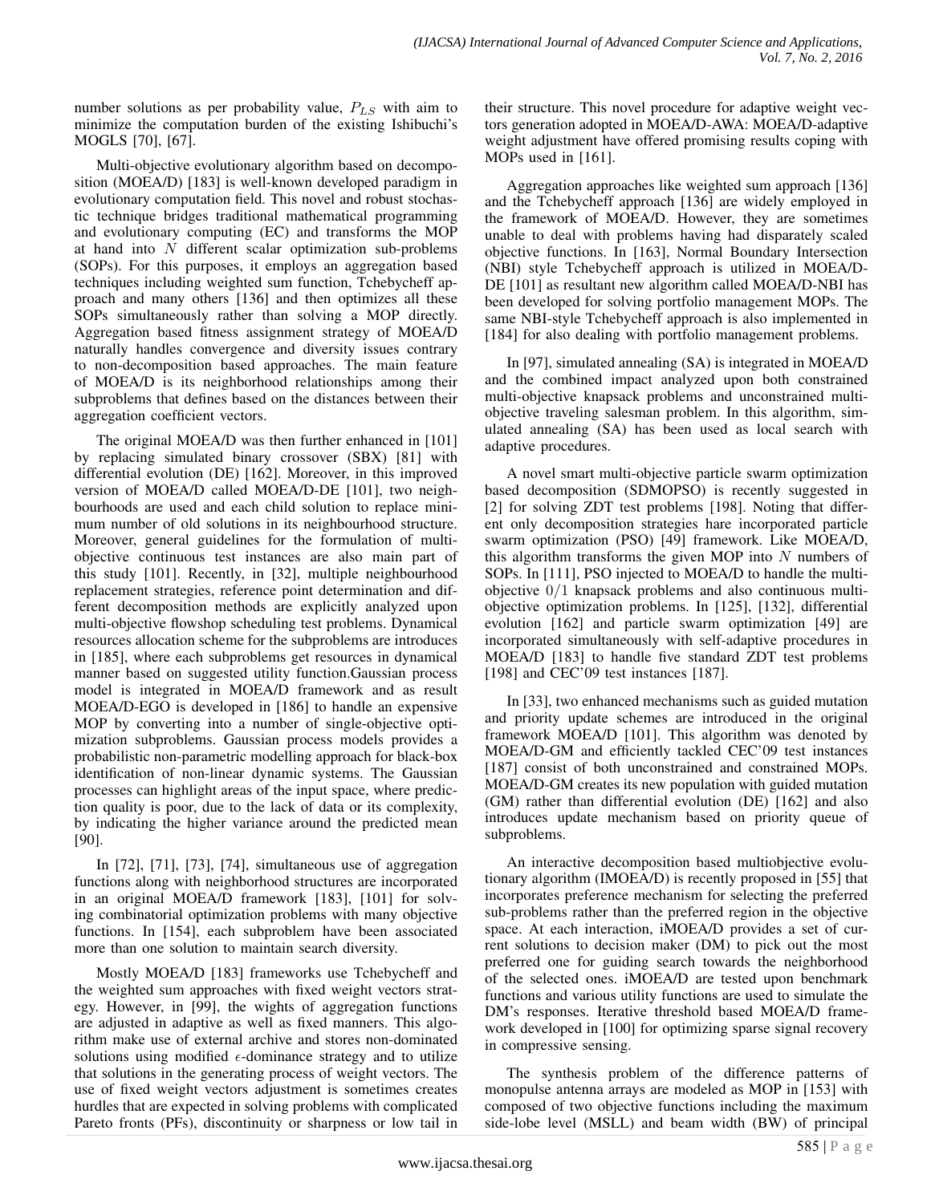number solutions as per probability value, $P_{LS}$ with aim to minimize the computation burden of the existing Ishibuchi's MOGLS [70], [67].

Multi-objective evolutionary algorithm based on decomposition (MOEA/D) [183] is well-known developed paradigm in evolutionary computation field. This novel and robust stochastic technique bridges traditional mathematical programming and evolutionary computing (EC) and transforms the MOP at hand into $N$ different scalar optimization sub-problems (SOPs). For this purposes, it employs an aggregation based techniques including weighted sum function, Tchebycheff approach and many others [136] and then optimizes all these SOPs simultaneously rather than solving a MOP directly. Aggregation based fitness assignment strategy of MOEA/D naturally handles convergence and diversity issues contrary to non-decomposition based approaches. The main feature of MOEA/D is its neighborhood relationships among their subproblems that defines based on the distances between their aggregation coefficient vectors.

The original MOEA/D was then further enhanced in [101] by replacing simulated binary crossover (SBX) [81] with differential evolution (DE) [162]. Moreover, in this improved version of MOEA/D called MOEA/D-DE [101], two neighbourhoods are used and each child solution to replace minimum number of old solutions in its neighbourhood structure. Moreover, general guidelines for the formulation of multi-objective continuous test instances are also main part of this study [101]. Recently, in [32], multiple neighbourhood replacement strategies, reference point determination and different decomposition methods are explicitly analyzed upon multi-objective flowshop scheduling test problems. Dynamical resources allocation scheme for the subproblems are introduces in [185], where each subproblems get resources in dynamical manner based on suggested utility function.Gaussian process model is integrated in MOEA/D framework and as result MOEA/D-EGO is developed in [186] to handle an expensive MOP by converting into a number of single-objective optimization subproblems. Gaussian process models provides a probabilistic non-parametric modelling approach for black-box identification of non-linear dynamic systems. The Gaussian processes can highlight areas of the input space, where prediction quality is poor, due to the lack of data or its complexity, by indicating the higher variance around the predicted mean [90].

In [72], [71], [73], [74], simultaneous use of aggregation functions along with neighborhood structures are incorporated in an original MOEA/D framework [183], [101] for solving combinatorial optimization problems with many objective functions. In [154], each subproblem have been associated more than one solution to maintain search diversity.

Mostly MOEA/D [183] frameworks use Tchebycheff and the weighted sum approaches with fixed weight vectors strategy. However, in [99], the wights of aggregation functions are adjusted in adaptive as well as fixed manners. This algorithm make use of external archive and stores non-dominated solutions using modified $\epsilon$-dominance strategy and to utilize that solutions in the generating process of weight vectors. The use of fixed weight vectors adjustment is sometimes creates hurdles that are expected in solving problems with complicated Pareto fronts (PFs), discontinuity or sharpness or low tail in their structure. This novel procedure for adaptive weight vectors generation adopted in MOEA/D-AWA: MOEA/D-adaptive weight adjustment have offered promising results coping with MOPs used in [161].

Aggregation approaches like weighted sum approach [136] and the Tchebycheff approach [136] are widely employed in the framework of MOEA/D. However, they are sometimes unable to deal with problems having had disparately scaled objective functions. In [163], Normal Boundary Intersection (NBI) style Tchebycheff approach is utilized in MOEA/D-DE [101] as resultant new algorithm called MOEA/D-NBI has been developed for solving portfolio management MOPs. The same NBI-style Tchebycheff approach is also implemented in [184] for also dealing with portfolio management problems.

In [97], simulated annealing (SA) is integrated in MOEA/D and the combined impact analyzed upon both constrained multi-objective knapsack problems and unconstrained multi-objective traveling salesman problem. In this algorithm, simulated annealing (SA) has been used as local search with adaptive procedures.

A novel smart multi-objective particle swarm optimization based decomposition (SDMOPSO) is recently suggested in [2] for solving ZDT test problems [198]. Noting that different only decomposition strategies hare incorporated particle swarm optimization (PSO) [49] framework. Like MOEA/D, this algorithm transforms the given MOP into $N$ numbers of SOPs. In [111], PSO injected to MOEA/D to handle the multi-objective $0/1$ knapsack problems and also continuous multi-objective optimization problems. In [125], [132], differential evolution [162] and particle swarm optimization [49] are incorporated simultaneously with self-adaptive procedures in MOEA/D [183] to handle five standard ZDT test problems [198] and CEC'09 test instances [187].

In [33], two enhanced mechanisms such as guided mutation and priority update schemes are introduced in the original framework MOEA/D [101]. This algorithm was denoted by MOEA/D-GM and efficiently tackled CEC'09 test instances [187] consist of both unconstrained and constrained MOPs. MOEA/D-GM creates its new population with guided mutation (GM) rather than differential evolution (DE) [162] and also introduces update mechanism based on priority queue of subproblems.

An interactive decomposition based multiobjective evolutionary algorithm (IMOEA/D) is recently proposed in [55] that incorporates preference mechanism for selecting the preferred sub-problems rather than the preferred region in the objective space. At each interaction, iMOEA/D provides a set of current solutions to decision maker (DM) to pick out the most preferred one for guiding search towards the neighborhood of the selected ones. iMOEA/D are tested upon benchmark functions and various utility functions are used to simulate the DM's responses. Iterative threshold based MOEA/D framework developed in [100] for optimizing sparse signal recovery in compressive sensing.

The synthesis problem of the difference patterns of monopulse antenna arrays are modeled as MOP in [153] with composed of two objective functions including the maximum side-lobe level (MSLL) and beam width (BW) of principal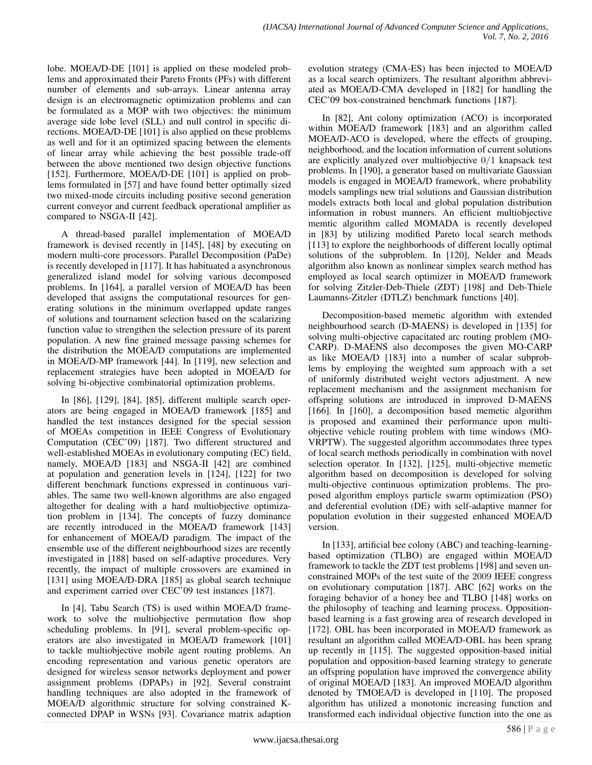lobe. MOEA/D-DE [101] is applied on these modeled problems and approximated their Pareto Fronts (PFs) with different number of elements and sub-arrays. Linear antenna array design is an electromagnetic optimization problems and can be formulated as a MOP with two objectives: the minimum average side lobe level (SLL) and null control in specific directions. MOEA/D-DE [101] is also applied on these problems as well and for it an optimized spacing between the elements of linear array while achieving the best possible trade-off between the above mentioned two design objective functions [152]. Furthermore, MOEA/D-DE [101] is applied on problems formulated in [57] and have found better optimally sized two mixed-mode circuits including positive second generation current conveyor and current feedback operational amplifier as compared to NSGA-II [42].

A thread-based parallel implementation of MOEA/D framework is devised recently in [145], [48] by executing on modern multi-core processors. Parallel Decomposition (PaDe) is recently developed in [117]. It has habituated a asynchronous generalized island model for solving various decomposed problems. In [164], a parallel version of MOEA/D has been developed that assigns the computational resources for generating solutions in the minimum overlapped update ranges of solutions and tournament selection based on the scalarizing function value to strengthen the selection pressure of its parent population. A new fine grained message passing schemes for the distribution the MOEA/D computations are implemented in MOEA/D-MP framework [44]. In [119], new selection and replacement strategies have been adopted in MOEA/D for solving bi-objective combinatorial optimization problems.

In [86], [129], [84], [85], different multiple search operators are being engaged in MOEA/D framework [185] and handled the test instances designed for the special session of MOEAs competition in IEEE Congress of Evolutionary Computation (CEC'09) [187]. Two different structured and well-established MOEAs in evolutionary computing (EC) field, namely, MOEA/D [183] and NSGA-II [42] are combined at population and generation levels in [124], [122] for two different benchmark functions expressed in continuous variables. The same two well-known algorithms are also engaged altogether for dealing with a hard multiobjective optimization problem in [134]. The concepts of fuzzy dominance are recently introduced in the MOEA/D framework [143] for enhancement of MOEA/D paradigm. The impact of the ensemble use of the different neighbourhood sizes are recently investigated in [188] based on self-adaptive procedures. Very recently, the impact of multiple crossovers are examined in [131] using MOEA/D-DRA [185] as global search technique and experiment carried over CEC'09 test instances [187].

In [4], Tabu Search (TS) is used within MOEA/D framework to solve the multiobjective permutation flow shop scheduling problems. In [91], several problem-specific operators are also investigated in MOEA/D framework [101] to tackle multiobjective mobile agent routing problems. An encoding representation and various genetic operators are designed for wireless sensor networks deployment and power assignment problems (DPAPs) in [92]. Several constraint handling techniques are also adopted in the framework of MOEA/D algorithmic structure for solving constrained K-connected DPAP in WSNs [93]. Covariance matrix adaption evolution strategy (CMA-ES) has been injected to MOEA/D as a local search optimizers. The resultant algorithm abbreviated as MOEA/D-CMA developed in [182] for handling the CEC'09 box-constrained benchmark functions [187].

In [82], Ant colony optimization (ACO) is incorporated within MOEA/D framework [183] and an algorithm called MOEA/D-ACO is developed, where the effects of grouping, neighborhood, and the location information of current solutions are explicitly analyzed over multiobjective $0/1$ knapsack test problems. In [190], a generator based on multivariate Gaussian models is engaged in MOEA/D framework, where probability models samplings new trial solutions and Gaussian distribution models extracts both local and global population distribution information in robust manners. An efficient multiobjective memtic algorithm called MOMADA is recently developed in [83] by utilizing modified Pareto local search methods [113] to explore the neighborhoods of different locally optimal solutions of the subproblem. In [120], Nelder and Meads algorithm also known as nonlinear simplex search method has employed as local search optimizer in MOEA/D framework for solving Zitzler-Deb-Thiele (ZDT) [198] and Deb-Thiele Laumanns-Zitzler (DTLZ) benchmark functions [40].

Decomposition-based memetic algorithm with extended neighbourhood search (D-MAENS) is developed in [135] for solving multi-objective capacitated arc routing problem (MO-CARP). D-MAENS also decomposes the given MO-CARP as like MOEA/D [183] into a number of scalar subproblems by employing the weighted sum approach with a set of uniformly distributed weight vectors adjustment. A new replacement mechanism and the assignment mechanism for offspring solutions are introduced in improved D-MAENS [166]. In [160], a decomposition based memetic algorithm is proposed and examined their performance upon multi-objective vehicle routing problem with time windows (MO-VRPTW). The suggested algorithm accommodates three types of local search methods periodically in combination with novel selection operator. In [132], [125], multi-objective memetic algorithm based on decomposition is developed for solving multi-objective continuous optimization problems. The proposed algorithm employs particle swarm optimization (PSO) and deferential evolution (DE) with self-adaptive manner for population evolution in their suggested enhanced MOEA/D version.

In [133], artificial bee colony (ABC) and teaching-learning-based optimization (TLBO) are engaged within MOEA/D framework to tackle the ZDT test problems [198] and seven unconstrained MOPs of the test suite of the 2009 IEEE congress on evolutionary computation [187]. ABC [62] works on the foraging behavior of a honey bee and TLBO [148] works on the philosophy of teaching and learning process. Opposition-based learning is a fast growing area of research developed in [172]. OBL has been incorporated in MOEA/D framework as resultant an algorithm called MOEA/D-OBL has been sprang up recently in [115]. The suggested opposition-based initial population and opposition-based learning strategy to generate an offspring population have improved the convergence ability of original MOEA/D [183]. An improved MOEA/D algorithm denoted by TMOEA/D is developed in [110]. The proposed algorithm has utilized a monotonic increasing function and transformed each individual objective function into the one as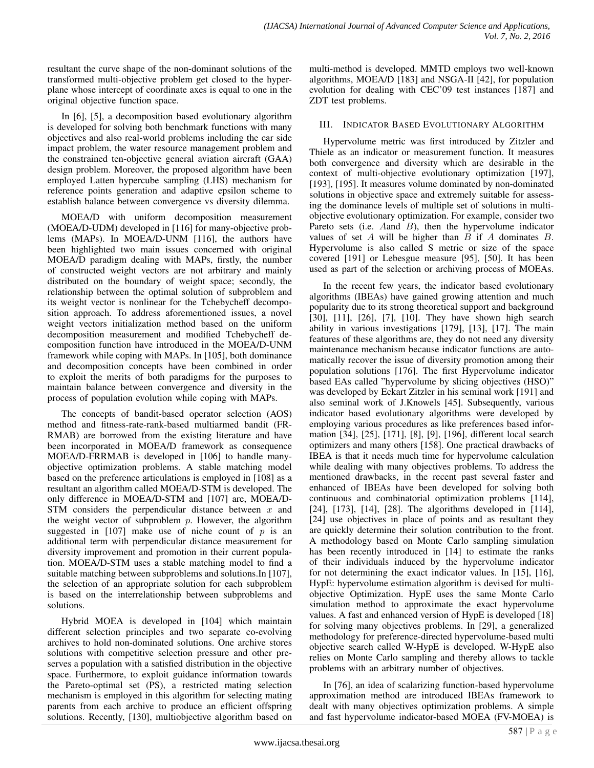resultant the curve shape of the non-dominant solutions of the transformed multi-objective problem get closed to the hyperplane whose intercept of coordinate axes is equal to one in the original objective function space.

In [6], [5], a decomposition based evolutionary algorithm is developed for solving both benchmark functions with many objectives and also real-world problems including the car side impact problem, the water resource management problem and the constrained ten-objective general aviation aircraft (GAA) design problem. Moreover, the proposed algorithm have been employed Latten hypercube sampling (LHS) mechanism for reference points generation and adaptive epsilon scheme to establish balance between convergence vs diversity dilemma.

MOEA/D with uniform decomposition measurement (MOEA/D-UDM) developed in [116] for many-objective problems (MAPs). In MOEA/D-UNM [116], the authors have been highlighted two main issues concerned with original MOEA/D paradigm dealing with MAPs, firstly, the number of constructed weight vectors are not arbitrary and mainly distributed on the boundary of weight space; secondly, the relationship between the optimal solution of subproblem and its weight vector is nonlinear for the Tchebycheff decomposition approach. To address aforementioned issues, a novel weight vectors initialization method based on the uniform decomposition measurement and modified Tchebycheff decomposition function have introduced in the MOEA/D-UNM framework while coping with MAPs. In [105], both dominance and decomposition concepts have been combined in order to exploit the merits of both paradigms for the purposes to maintain balance between convergence and diversity in the process of population evolution while coping with MAPs.

The concepts of bandit-based operator selection (AOS) method and fitness-rate-rank-based multiarmed bandit (FR-RMAB) are borrowed from the existing literature and have been incorporated in MOEA/D framework as consequence MOEA/D-FRRMAB is developed in [106] to handle many-objective optimization problems. A stable matching model based on the preference articulations is employed in [108] as a resultant an algorithm called MOEA/D-STM is developed. The only difference in MOEA/D-STM and [107] are, MOEA/D-STM considers the perpendicular distance between $x$ and the weight vector of subproblem $p$. However, the algorithm suggested in [107] make use of niche count of $p$ is an additional term with perpendicular distance measurement for diversity improvement and promotion in their current population. MOEA/D-STM uses a stable matching model to find a suitable matching between subproblems and solutions.In [107], the selection of an appropriate solution for each subproblem is based on the interrelationship between subproblems and solutions.

Hybrid MOEA is developed in [104] which maintain different selection principles and two separate co-evolving archives to hold non-dominated solutions. One archive stores solutions with competitive selection pressure and other preserves a population with a satisfied distribution in the objective space. Furthermore, to exploit guidance information towards the Pareto-optimal set (PS), a restricted mating selection mechanism is employed in this algorithm for selecting mating parents from each archive to produce an efficient offspring solutions. Recently, [130], multiobjective algorithm based on multi-method is developed. MMTD employs two well-known algorithms, MOEA/D [183] and NSGA-II [42], for population evolution for dealing with CEC'09 test instances [187] and ZDT test problems.

## III. Indicator Based Evolutionary Algorithm

Hypervolume metric was first introduced by Zitzler and Thiele as an indicator or measurement function. It measures both convergence and diversity which are desirable in the context of multi-objective evolutionary optimization [197], [193], [195]. It measures volume dominated by non-dominated solutions in objective space and extremely suitable for assessing the dominance levels of multiple set of solutions in multi-objective evolutionary optimization. For example, consider two Pareto sets (i.e. $A$and $B$), then the hypervolume indicator values of set $A$ will be higher than $B$ if $A$ dominates $B$. Hypervolume is also called S metric or size of the space covered [191] or Lebesgue measure [95], [50]. It has been used as part of the selection or archiving process of MOEAs.

In the recent few years, the indicator based evolutionary algorithms (IBEAs) have gained growing attention and much popularity due to its strong theoretical support and background [30], [11], [26], [7], [10]. They have shown high search ability in various investigations [179], [13], [17]. The main features of these algorithms are, they do not need any diversity maintenance mechanism because indicator functions are automatically recover the issue of diversity promotion among their population solutions [176]. The first Hypervolume indicator based EAs called "hypervolume by slicing objectives (HSO)" was developed by Eckart Zitzler in his seminal work [191] and also seminal work of J.Knowels [45]. Subsequently, various indicator based evolutionary algorithms were developed by employing various procedures as like preferences based information [34], [25], [171], [8], [9], [196], different local search optimizers and many others [158]. One practical drawbacks of IBEA is that it needs much time for hypervolume calculation while dealing with many objectives problems. To address the mentioned drawbacks, in the recent past several faster and enhanced of IBEAs have been developed for solving both continuous and combinatorial optimization problems [114], [24], [173], [14], [28]. The algorithms developed in [114], [24] use objectives in place of points and as resultant they are quickly determine their solution contribution to the front. A methodology based on Monte Carlo sampling simulation has been recently introduced in [14] to estimate the ranks of their individuals induced by the hypervolume indicator for not determining the exact indicator values. In [15], [16], HypE: hypervolume estimation algorithm is devised for multi-objective Optimization. HypE uses the same Monte Carlo simulation method to approximate the exact hypervolume values. A fast and enhanced version of HypE is developed [18] for solving many objectives problems. In [29], a generalized methodology for preference-directed hypervolume-based multi objective search called W-HypE is developed. W-HypE also relies on Monte Carlo sampling and thereby allows to tackle problems with an arbitrary number of objectives.

In [76], an idea of scalarizing function-based hypervolume approximation method are introduced IBEAs framework to dealt with many objectives optimization problems. A simple and fast hypervolume indicator-based MOEA (FV-MOEA) is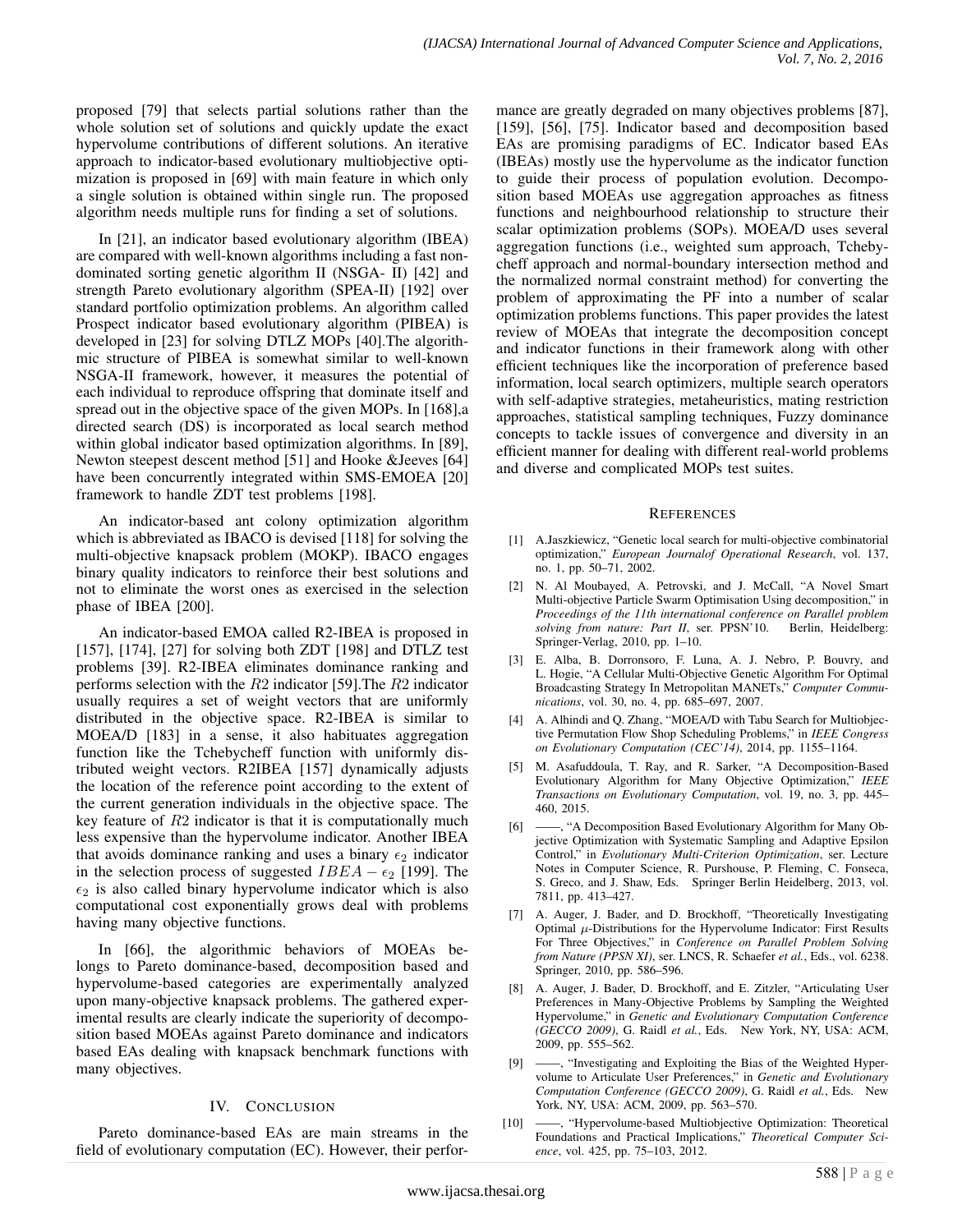proposed [79] that selects partial solutions rather than the whole solution set of solutions and quickly update the exact hypervolume contributions of different solutions. An iterative approach to indicator-based evolutionary multiobjective optimization is proposed in [69] with main feature in which only a single solution is obtained within single run. The proposed algorithm needs multiple runs for finding a set of solutions.

In [21], an indicator based evolutionary algorithm (IBEA) are compared with well-known algorithms including a fast non-dominated sorting genetic algorithm II (NSGA- II) [42] and strength Pareto evolutionary algorithm (SPEA-II) [192] over standard portfolio optimization problems. An algorithm called Prospect indicator based evolutionary algorithm (PIBEA) is developed in [23] for solving DTLZ MOPs [40].The algorithmic structure of PIBEA is somewhat similar to well-known NSGA-II framework, however, it measures the potential of each individual to reproduce offspring that dominate itself and spread out in the objective space of the given MOPs. In [168],a directed search (DS) is incorporated as local search method within global indicator based optimization algorithms. In [89], Newton steepest descent method [51] and Hooke &Jeeves [64] have been concurrently integrated within SMS-EMOEA [20] framework to handle ZDT test problems [198].

An indicator-based ant colony optimization algorithm which is abbreviated as IBACO is devised [118] for solving the multi-objective knapsack problem (MOKP). IBACO engages binary quality indicators to reinforce their best solutions and not to eliminate the worst ones as exercised in the selection phase of IBEA [200].

An indicator-based EMOA called R2-IBEA is proposed in [157], [174], [27] for solving both ZDT [198] and DTLZ test problems [39]. R2-IBEA eliminates dominance ranking and performs selection with the $R2$ indicator [59].The $R2$ indicator usually requires a set of weight vectors that are uniformly distributed in the objective space. R2-IBEA is similar to MOEA/D [183] in a sense, it also habituates aggregation function like the Tchebycheff function with uniformly distributed weight vectors. R2IBEA [157] dynamically adjusts the location of the reference point according to the extent of the current generation individuals in the objective space. The key feature of $R2$ indicator is that it is computationally much less expensive than the hypervolume indicator. Another IBEA that avoids dominance ranking and uses a binary $\epsilon_2$ indicator in the selection process of suggested $IBEA - \epsilon_2$ [199]. The $\epsilon_2$ is also called binary hypervolume indicator which is also computational cost exponentially grows deal with problems having many objective functions.

In [66], the algorithmic behaviors of MOEAs belongs to Pareto dominance-based, decomposition based and hypervolume-based categories are experimentally analyzed upon many-objective knapsack problems. The gathered experimental results are clearly indicate the superiority of decomposition based MOEAs against Pareto dominance and indicators based EAs dealing with knapsack benchmark functions with many objectives.

## IV. Conclusion

Pareto dominance-based EAs are main streams in the field of evolutionary computation (EC). However, their performance are greatly degraded on many objectives problems [87], [159], [56], [75]. Indicator based and decomposition based EAs are promising paradigms of EC. Indicator based EAs (IBEAs) mostly use the hypervolume as the indicator function to guide their process of population evolution. Decomposition based MOEAs use aggregation approaches as fitness functions and neighbourhood relationship to structure their scalar optimization problems (SOPs). MOEA/D uses several aggregation functions (i.e., weighted sum approach, Tchebycheff approach and normal-boundary intersection method and the normalized normal constraint method) for converting the problem of approximating the PF into a number of scalar optimization problems functions. This paper provides the latest review of MOEAs that integrate the decomposition concept and indicator functions in their framework along with other efficient techniques like the incorporation of preference based information, local search optimizers, multiple search operators with self-adaptive strategies, metaheuristics, mating restriction approaches, statistical sampling techniques, Fuzzy dominance concepts to tackle issues of convergence and diversity in an efficient manner for dealing with different real-world problems and diverse and complicated MOPs test suites.

## References

[1] A.Jaszkiewicz, "Genetic local search for multi-objective combinatorial optimization," *European Journalof Operational Research*, vol. 137, no. 1, pp. 50–71, 2002.

[2] N. Al Moubayed, A. Petrovski, and J. McCall, "A Novel Smart Multi-objective Particle Swarm Optimisation Using decomposition," in *Proceedings of the 11th international conference on Parallel problem solving from nature: Part II*, ser. PPSN'10. Berlin, Heidelberg: Springer-Verlag, 2010, pp. 1–10.

[3] E. Alba, B. Dorronsoro, F. Luna, A. J. Nebro, P. Bouvry, and L. Hogie, "A Cellular Multi-Objective Genetic Algorithm For Optimal Broadcasting Strategy In Metropolitan MANETs," *Computer Communications*, vol. 30, no. 4, pp. 685–697, 2007.

[4] A. Alhindi and Q. Zhang, "MOEA/D with Tabu Search for Multiobjective Permutation Flow Shop Scheduling Problems," in *IEEE Congress on Evolutionary Computation (CEC'14)*, 2014, pp. 1155–1164.

[5] M. Asafuddoula, T. Ray, and R. Sarker, "A Decomposition-Based Evolutionary Algorithm for Many Objective Optimization," *IEEE Transactions on Evolutionary Computation*, vol. 19, no. 3, pp. 445–460, 2015.

[6] ——, "A Decomposition Based Evolutionary Algorithm for Many Objective Optimization with Systematic Sampling and Adaptive Epsilon Control," in *Evolutionary Multi-Criterion Optimization*, ser. Lecture Notes in Computer Science, R. Purshouse, P. Fleming, C. Fonseca, S. Greco, and J. Shaw, Eds. Springer Berlin Heidelberg, 2013, vol. 7811, pp. 413–427.

[7] A. Auger, J. Bader, and D. Brockhoff, "Theoretically Investigating Optimal $\mu$-Distributions for the Hypervolume Indicator: First Results For Three Objectives," in *Conference on Parallel Problem Solving from Nature (PPSN XI)*, ser. LNCS, R. Schaefer *et al.*, Eds., vol. 6238. Springer, 2010, pp. 586–596.

[8] A. Auger, J. Bader, D. Brockhoff, and E. Zitzler, "Articulating User Preferences in Many-Objective Problems by Sampling the Weighted Hypervolume," in *Genetic and Evolutionary Computation Conference (GECCO 2009)*, G. Raidl *et al.*, Eds. New York, NY, USA: ACM, 2009, pp. 555–562.

[9] ——, "Investigating and Exploiting the Bias of the Weighted Hypervolume to Articulate User Preferences," in *Genetic and Evolutionary Computation Conference (GECCO 2009)*, G. Raidl *et al.*, Eds. New York, NY, USA: ACM, 2009, pp. 563–570.

[10] ——, "Hypervolume-based Multiobjective Optimization: Theoretical Foundations and Practical Implications," *Theoretical Computer Science*, vol. 425, pp. 75–103, 2012.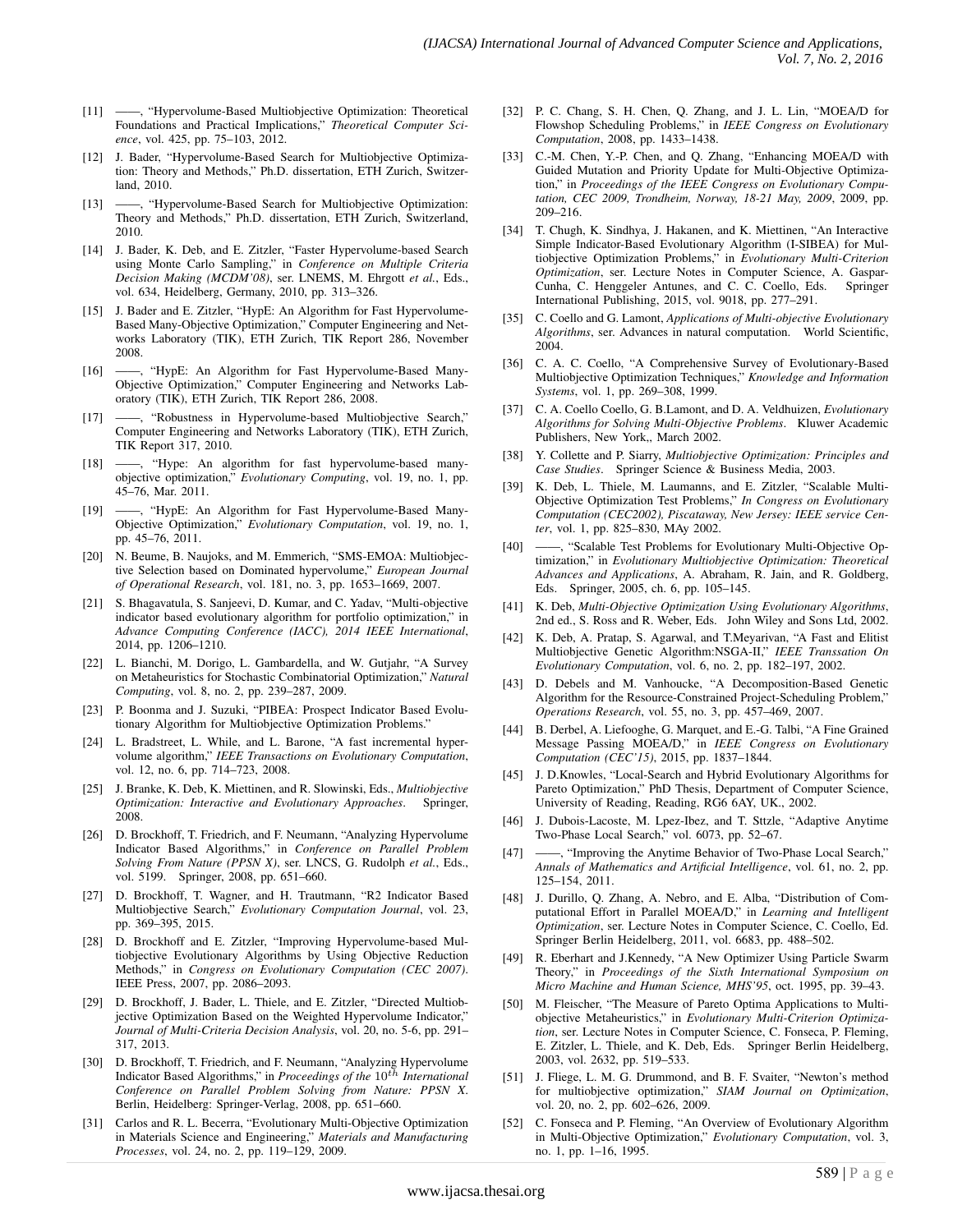[11] ——, "Hypervolume-Based Multiobjective Optimization: Theoretical Foundations and Practical Implications," *Theoretical Computer Science*, vol. 425, pp. 75–103, 2012.

[12] J. Bader, "Hypervolume-Based Search for Multiobjective Optimization: Theory and Methods," Ph.D. dissertation, ETH Zurich, Switzerland, 2010.

[13] ——, "Hypervolume-Based Search for Multiobjective Optimization: Theory and Methods," Ph.D. dissertation, ETH Zurich, Switzerland, 2010.

[14] J. Bader, K. Deb, and E. Zitzler, "Faster Hypervolume-based Search using Monte Carlo Sampling," in *Conference on Multiple Criteria Decision Making (MCDM'08)*, ser. LNEMS, M. Ehrgott *et al.*, Eds., vol. 634, Heidelberg, Germany, 2010, pp. 313–326.

[15] J. Bader and E. Zitzler, "HypE: An Algorithm for Fast Hypervolume-Based Many-Objective Optimization," Computer Engineering and Networks Laboratory (TIK), ETH Zurich, TIK Report 286, November 2008.

[16] ——, "HypE: An Algorithm for Fast Hypervolume-Based Many-Objective Optimization," Computer Engineering and Networks Laboratory (TIK), ETH Zurich, TIK Report 286, 2008.

[17] ——, "Robustness in Hypervolume-based Multiobjective Search," Computer Engineering and Networks Laboratory (TIK), ETH Zurich, TIK Report 317, 2010.

[18] ——, "Hype: An algorithm for fast hypervolume-based many-objective optimization," *Evolutionary Computing*, vol. 19, no. 1, pp. 45–76, Mar. 2011.

[19] ——, "HypE: An Algorithm for Fast Hypervolume-Based Many-Objective Optimization," *Evolutionary Computation*, vol. 19, no. 1, pp. 45–76, 2011.

[20] N. Beume, B. Naujoks, and M. Emmerich, "SMS-EMOA: Multiobjective Selection based on Dominated hypervolume," *European Journal of Operational Research*, vol. 181, no. 3, pp. 1653–1669, 2007.

[21] S. Bhagavatula, S. Sanjeevi, D. Kumar, and C. Yadav, "Multi-objective indicator based evolutionary algorithm for portfolio optimization," in *Advance Computing Conference (IACC), 2014 IEEE International*, 2014, pp. 1206–1210.

[22] L. Bianchi, M. Dorigo, L. Gambardella, and W. Gutjahr, "A Survey on Metaheuristics for Stochastic Combinatorial Optimization," *Natural Computing*, vol. 8, no. 2, pp. 239–287, 2009.

[23] P. Boonma and J. Suzuki, "PIBEA: Prospect Indicator Based Evolutionary Algorithm for Multiobjective Optimization Problems."

[24] L. Bradstreet, L. While, and L. Barone, "A fast incremental hypervolume algorithm," *IEEE Transactions on Evolutionary Computation*, vol. 12, no. 6, pp. 714–723, 2008.

[25] J. Branke, K. Deb, K. Miettinen, and R. Slowinski, Eds., *Multiobjective Optimization: Interactive and Evolutionary Approaches*. Springer, 2008.

[26] D. Brockhoff, T. Friedrich, and F. Neumann, "Analyzing Hypervolume Indicator Based Algorithms," in *Conference on Parallel Problem Solving From Nature (PPSN X)*, ser. LNCS, G. Rudolph *et al.*, Eds., vol. 5199. Springer, 2008, pp. 651–660.

[27] D. Brockhoff, T. Wagner, and H. Trautmann, "R2 Indicator Based Multiobjective Search," *Evolutionary Computation Journal*, vol. 23, pp. 369–395, 2015.

[28] D. Brockhoff and E. Zitzler, "Improving Hypervolume-based Multiobjective Evolutionary Algorithms by Using Objective Reduction Methods," in *Congress on Evolutionary Computation (CEC 2007)*. IEEE Press, 2007, pp. 2086–2093.

[29] D. Brockhoff, J. Bader, L. Thiele, and E. Zitzler, "Directed Multiobjective Optimization Based on the Weighted Hypervolume Indicator," *Journal of Multi-Criteria Decision Analysis*, vol. 20, no. 5-6, pp. 291–317, 2013.

[30] D. Brockhoff, T. Friedrich, and F. Neumann, "Analyzing Hypervolume Indicator Based Algorithms," in *Proceedings of the $10^{th}$ International Conference on Parallel Problem Solving from Nature: PPSN X*. Berlin, Heidelberg: Springer-Verlag, 2008, pp. 651–660.

[31] Carlos and R. L. Becerra, "Evolutionary Multi-Objective Optimization in Materials Science and Engineering," *Materials and Manufacturing Processes*, vol. 24, no. 2, pp. 119–129, 2009.

[32] P. C. Chang, S. H. Chen, Q. Zhang, and J. L. Lin, "MOEA/D for Flowshop Scheduling Problems," in *IEEE Congress on Evolutionary Computation*, 2008, pp. 1433–1438.

[33] C.-M. Chen, Y.-P. Chen, and Q. Zhang, "Enhancing MOEA/D with Guided Mutation and Priority Update for Multi-Objective Optimization," in *Proceedings of the IEEE Congress on Evolutionary Computation, CEC 2009, Trondheim, Norway, 18-21 May, 2009*, 2009, pp. 209–216.

[34] T. Chugh, K. Sindhya, J. Hakanen, and K. Miettinen, "An Interactive Simple Indicator-Based Evolutionary Algorithm (I-SIBEA) for Multiobjective Optimization Problems," in *Evolutionary Multi-Criterion Optimization*, ser. Lecture Notes in Computer Science, A. Gaspar-Cunha, C. Henggeler Antunes, and C. C. Coello, Eds. Springer International Publishing, 2015, vol. 9018, pp. 277–291.

[35] C. Coello and G. Lamont, *Applications of Multi-objective Evolutionary Algorithms*, ser. Advances in natural computation. World Scientific, 2004.

[36] C. A. C. Coello, "A Comprehensive Survey of Evolutionary-Based Multiobjective Optimization Techniques," *Knowledge and Information Systems*, vol. 1, pp. 269–308, 1999.

[37] C. A. Coello Coello, G. B.Lamont, and D. A. Veldhuizen, *Evolutionary Algorithms for Solving Multi-Objective Problems*. Kluwer Academic Publishers, New York,, March 2002.

[38] Y. Collette and P. Siarry, *Multiobjective Optimization: Principles and Case Studies*. Springer Science & Business Media, 2003.

[39] K. Deb, L. Thiele, M. Laumanns, and E. Zitzler, "Scalable Multi-Objective Optimization Test Problems," *In Congress on Evolutionary Computation (CEC2002), Piscataway, New Jersey: IEEE service Center*, vol. 1, pp. 825–830, MAy 2002.

[40] ——, "Scalable Test Problems for Evolutionary Multi-Objective Optimization," in *Evolutionary Multiobjective Optimization: Theoretical Advances and Applications*, A. Abraham, R. Jain, and R. Goldberg, Eds. Springer, 2005, ch. 6, pp. 105–145.

[41] K. Deb, *Multi-Objective Optimization Using Evolutionary Algorithms*, 2nd ed., S. Ross and R. Weber, Eds. John Wiley and Sons Ltd, 2002.

[42] K. Deb, A. Pratap, S. Agarwal, and T.Meyarivan, "A Fast and Elitist Multiobjective Genetic Algorithm:NSGA-II," *IEEE Transsation On Evolutionary Computation*, vol. 6, no. 2, pp. 182–197, 2002.

[43] D. Debels and M. Vanhoucke, "A Decomposition-Based Genetic Algorithm for the Resource-Constrained Project-Scheduling Problem," *Operations Research*, vol. 55, no. 3, pp. 457–469, 2007.

[44] B. Derbel, A. Liefooghe, G. Marquet, and E.-G. Talbi, "A Fine Grained Message Passing MOEA/D," in *IEEE Congress on Evolutionary Computation (CEC'15)*, 2015, pp. 1837–1844.

[45] J. D.Knowles, "Local-Search and Hybrid Evolutionary Algorithms for Pareto Optimization," PhD Thesis, Department of Computer Science, University of Reading, Reading, RG6 6AY, UK., 2002.

[46] J. Dubois-Lacoste, M. Lpez-Ibez, and T. Sttzle, "Adaptive Anytime Two-Phase Local Search," vol. 6073, pp. 52–67.

[47] ——, "Improving the Anytime Behavior of Two-Phase Local Search," *Annals of Mathematics and Artificial Intelligence*, vol. 61, no. 2, pp. 125–154, 2011.

[48] J. Durillo, Q. Zhang, A. Nebro, and E. Alba, "Distribution of Computational Effort in Parallel MOEA/D," in *Learning and Intelligent Optimization*, ser. Lecture Notes in Computer Science, C. Coello, Ed. Springer Berlin Heidelberg, 2011, vol. 6683, pp. 488–502.

[49] R. Eberhart and J.Kennedy, "A New Optimizer Using Particle Swarm Theory," in *Proceedings of the Sixth International Symposium on Micro Machine and Human Science, MHS'95*, oct. 1995, pp. 39–43.

[50] M. Fleischer, "The Measure of Pareto Optima Applications to Multi-objective Metaheuristics," in *Evolutionary Multi-Criterion Optimization*, ser. Lecture Notes in Computer Science, C. Fonseca, P. Fleming, E. Zitzler, L. Thiele, and K. Deb, Eds. Springer Berlin Heidelberg, 2003, vol. 2632, pp. 519–533.

[51] J. Fliege, L. M. G. Drummond, and B. F. Svaiter, "Newton's method for multiobjective optimization," *SIAM Journal on Optimization*, vol. 20, no. 2, pp. 602–626, 2009.

[52] C. Fonseca and P. Fleming, "An Overview of Evolutionary Algorithm in Multi-Objective Optimization," *Evolutionary Computation*, vol. 3, no. 1, pp. 1–16, 1995.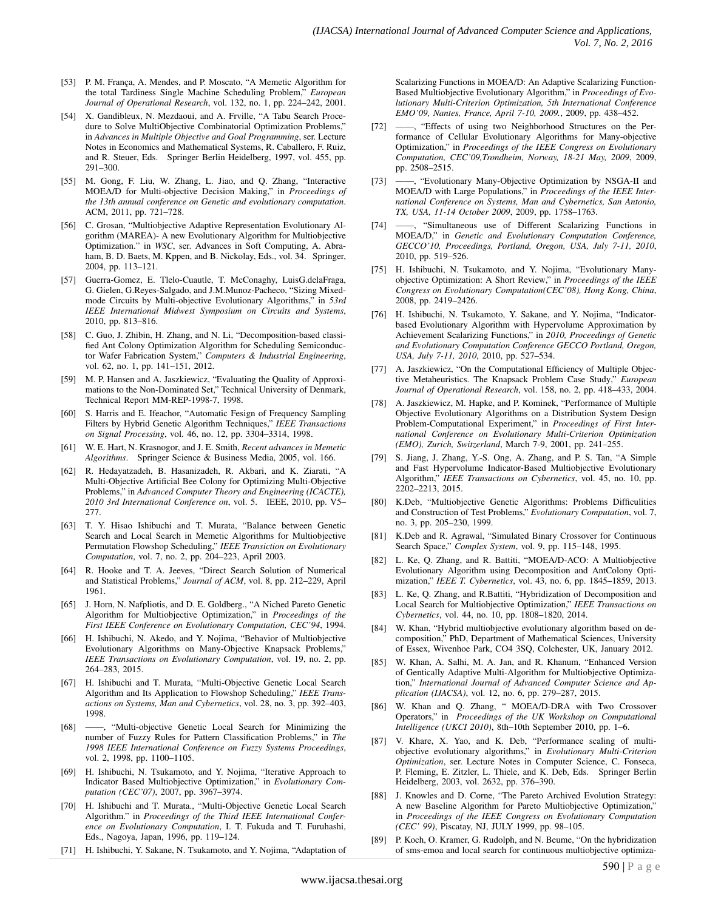[53] P. M. França, A. Mendes, and P. Moscato, "A Memetic Algorithm for the total Tardiness Single Machine Scheduling Problem," *European Journal of Operational Research*, vol. 132, no. 1, pp. 224–242, 2001.

[54] X. Gandibleux, N. Mezdaoui, and A. Frville, "A Tabu Search Procedure to Solve MultiObjective Combinatorial Optimization Problems," in *Advances in Multiple Objective and Goal Programming*, ser. Lecture Notes in Economics and Mathematical Systems, R. Caballero, F. Ruiz, and R. Steuer, Eds. Springer Berlin Heidelberg, 1997, vol. 455, pp. 291–300.

[55] M. Gong, F. Liu, W. Zhang, L. Jiao, and Q. Zhang, "Interactive MOEA/D for Multi-objective Decision Making," in *Proceedings of the 13th annual conference on Genetic and evolutionary computation*. ACM, 2011, pp. 721–728.

[56] C. Grosan, "Multiobjective Adaptive Representation Evolutionary Algorithm (MAREA)- A new Evolutionary Algorithm for Multiobjective Optimization." in *WSC*, ser. Advances in Soft Computing, A. Abraham, B. D. Baets, M. Kppen, and B. Nickolay, Eds., vol. 34. Springer, 2004, pp. 113–121.

[57] Guerra-Gomez, E. Tlelo-Cuautle, T. McConaghy, LuisG.delaFraga, G. Gielen, G.Reyes-Salgado, and J.M.Munoz-Pacheco, "Sizing Mixed-mode Circuits by Multi-objective Evolutionary Algorithms," in *53rd IEEE International Midwest Symposium on Circuits and Systems*, 2010, pp. 813–816.

[58] C. Guo, J. Zhibin, H. Zhang, and N. Li, "Decomposition-based classified Ant Colony Optimization Algorithm for Scheduling Semiconductor Wafer Fabrication System," *Computers & Industrial Engineering*, vol. 62, no. 1, pp. 141–151, 2012.

[59] M. P. Hansen and A. Jaszkiewicz, "Evaluating the Quality of Approximations to the Non-Dominated Set," Technical University of Denmark, Technical Report MM-REP-1998-7, 1998.

[60] S. Harris and E. Ifeachor, "Automatic Fesign of Frequency Sampling Filters by Hybrid Genetic Algorithm Techniques," *IEEE Transactions on Signal Processing*, vol. 46, no. 12, pp. 3304–3314, 1998.

[61] W. E. Hart, N. Krasnogor, and J. E. Smith, *Recent advances in Memetic Algorithms*. Springer Science & Business Media, 2005, vol. 166.

[62] R. Hedayatzadeh, B. Hasanizadeh, R. Akbari, and K. Ziarati, "A Multi-Objective Artificial Bee Colony for Optimizing Multi-Objective Problems," in *Advanced Computer Theory and Engineering (ICACTE), 2010 3rd International Conference on*, vol. 5. IEEE, 2010, pp. V5–277.

[63] T. Y. Hisao Ishibuchi and T. Murata, "Balance between Genetic Search and Local Search in Memetic Algorithms for Multiobjective Permutation Flowshop Scheduling," *IEEE Transiction on Evolutionary Computation*, vol. 7, no. 2, pp. 204–223, April 2003.

[64] R. Hooke and T. A. Jeeves, "Direct Search Solution of Numerical and Statistical Problems," *Journal of ACM*, vol. 8, pp. 212–229, April 1961.

[65] J. Horn, N. Nafpliotis, and D. E. Goldberg., "A Niched Pareto Genetic Algorithm for Multiobjective Optimization," in *Proceedings of the First IEEE Conference on Evolutionary Computation, CEC'94*, 1994.

[66] H. Ishibuchi, N. Akedo, and Y. Nojima, "Behavior of Multiobjective Evolutionary Algorithms on Many-Objective Knapsack Problems," *IEEE Transactions on Evolutionary Computation*, vol. 19, no. 2, pp. 264–283, 2015.

[67] H. Ishibuchi and T. Murata, "Multi-Objective Genetic Local Search Algorithm and Its Application to Flowshop Scheduling," *IEEE Transactions on Systems, Man and Cybernetics*, vol. 28, no. 3, pp. 392–403, 1998.

[68] ——, "Multi-objective Genetic Local Search for Minimizing the number of Fuzzy Rules for Pattern Classification Problems," in *The 1998 IEEE International Conference on Fuzzy Systems Proceedings*, vol. 2, 1998, pp. 1100–1105.

[69] H. Ishibuchi, N. Tsukamoto, and Y. Nojima, "Iterative Approach to Indicator Based Multiobjective Optimization," in *Evolutionary Computation (CEC'07)*, 2007, pp. 3967–3974.

[70] H. Ishibuchi and T. Murata., "Multi-Objective Genetic Local Search Algorithm." in *Proceedings of the Third IEEE International Conference on Evolutionary Computation*, I. T. Fukuda and T. Furuhashi, Eds., Nagoya, Japan, 1996, pp. 119–124.

[71] H. Ishibuchi, Y. Sakane, N. Tsukamoto, and Y. Nojima, "Adaptation of Scalarizing Functions in MOEA/D: An Adaptive Scalarizing Function-Based Multiobjective Evolutionary Algorithm," in *Proceedings of Evolutionary Multi-Criterion Optimization, 5th International Conference EMO'09, Nantes, France, April 7-10, 2009.*, 2009, pp. 438–452.

[72] ——, "Effects of using two Neighborhood Structures on the Performance of Cellular Evolutionary Algorithms for Many-objective Optimization," in *Proceedings of the IEEE Congress on Evolutionary Computation, CEC'09,Trondheim, Norway, 18-21 May, 2009*, 2009, pp. 2508–2515.

[73] ——, "Evolutionary Many-Objective Optimization by NSGA-II and MOEA/D with Large Populations," in *Proceedings of the IEEE International Conference on Systems, Man and Cybernetics, San Antonio, TX, USA, 11-14 October 2009*, 2009, pp. 1758–1763.

[74] ——, "Simultaneous use of Different Scalarizing Functions in MOEA/D," in *Genetic and Evolutionary Computation Conference, GECCO'10, Proceedings, Portland, Oregon, USA, July 7-11, 2010*, 2010, pp. 519–526.

[75] H. Ishibuchi, N. Tsukamoto, and Y. Nojima, "Evolutionary Many-objective Optimization: A Short Review," in *Proceedings of the IEEE Congress on Evolutionary Computation(CEC'08), Hong Kong, China*, 2008, pp. 2419–2426.

[76] H. Ishibuchi, N. Tsukamoto, Y. Sakane, and Y. Nojima, "Indicator-based Evolutionary Algorithm with Hypervolume Approximation by Achievement Scalarizing Functions," in *2010, Proceedings of Genetic and Evolutionary Computation Conference GECCO Portland, Oregon, USA, July 7-11, 2010*, 2010, pp. 527–534.

[77] A. Jaszkiewicz, "On the Computational Efficiency of Multiple Objective Metaheuristics. The Knapsack Problem Case Study," *European Journal of Operational Research*, vol. 158, no. 2, pp. 418–433, 2004.

[78] A. Jaszkiewicz, M. Hapke, and P. Kominek, "Performance of Multiple Objective Evolutionary Algorithms on a Distribution System Design Problem-Computational Experiment," in *Proceedings of First International Conference on Evolutionary Multi-Criterion Optimization (EMO), Zurich, Switzerland*, March 7-9, 2001, pp. 241–255.

[79] S. Jiang, J. Zhang, Y.-S. Ong, A. Zhang, and P. S. Tan, "A Simple and Fast Hypervolume Indicator-Based Multiobjective Evolutionary Algorithm," *IEEE Transactions on Cybernetics*, vol. 45, no. 10, pp. 2202–2213, 2015.

[80] K.Deb, "Multiobjective Genetic Algorithms: Problems Difficulities and Construction of Test Problems," *Evolutionary Computation*, vol. 7, no. 3, pp. 205–230, 1999.

[81] K.Deb and R. Agrawal, "Simulated Binary Crossover for Continuous Search Space," *Complex System*, vol. 9, pp. 115–148, 1995.

[82] L. Ke, Q. Zhang, and R. Battiti, "MOEA/D-ACO: A Multiobjective Evolutionary Algorithm using Decomposition and AntColony Optimization," *IEEE T. Cybernetics*, vol. 43, no. 6, pp. 1845–1859, 2013.

[83] L. Ke, Q. Zhang, and R.Battiti, "Hybridization of Decomposition and Local Search for Multiobjective Optimization," *IEEE Transactions on Cybernetics*, vol. 44, no. 10, pp. 1808–1820, 2014.

[84] W. Khan, "Hybrid multiobjective evolutionary algorithm based on decomposition," PhD, Department of Mathematical Sciences, University of Essex, Wivenhoe Park, CO4 3SQ, Colchester, UK, January 2012.

[85] W. Khan, A. Salhi, M. A. Jan, and R. Khanum, "Enhanced Version of Gentically Adaptive Multi-Algorithm for Multiobjective Optimization," *International Journal of Advanced Computer Science and Application (IJACSA)*, vol. 12, no. 6, pp. 279–287, 2015.

[86] W. Khan and Q. Zhang, " MOEA/D-DRA with Two Crossover Operators," in *Proceedings of the UK Workshop on Computational Intelligence (UKCI 2010)*, 8th–10th September 2010, pp. 1–6.

[87] V. Khare, X. Yao, and K. Deb, "Performance scaling of multi-objective evolutionary algorithms," in *Evolutionary Multi-Criterion Optimization*, ser. Lecture Notes in Computer Science, C. Fonseca, P. Fleming, E. Zitzler, L. Thiele, and K. Deb, Eds. Springer Berlin Heidelberg, 2003, vol. 2632, pp. 376–390.

[88] J. Knowles and D. Corne, "The Pareto Archived Evolution Strategy: A new Baseline Algorithm for Pareto Multiobjective Optimization," in *Proceedings of the IEEE Congress on Evolutionary Computation (CEC' 99)*, Piscatay, NJ, JULY 1999, pp. 98–105.

[89] P. Koch, O. Kramer, G. Rudolph, and N. Beume, "On the hybridization of sms-emoa and local search for continuous multiobjective optimiza-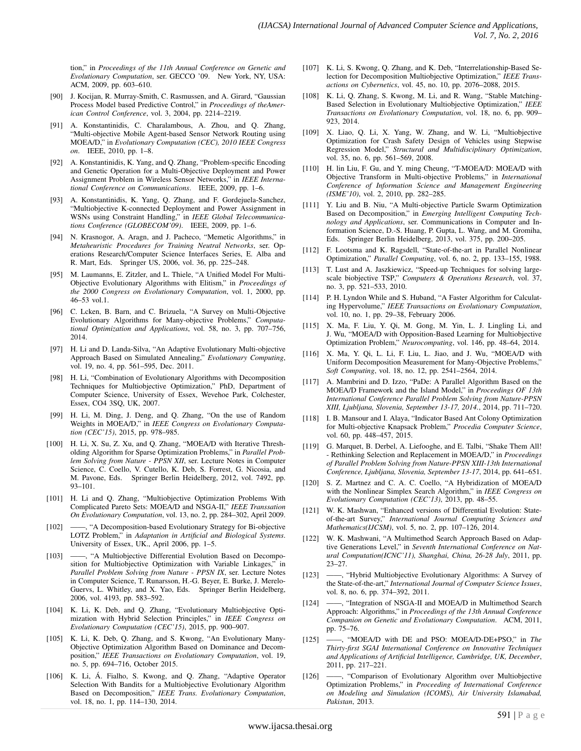tion," in *Proceedings of the 11th Annual Conference on Genetic and Evolutionary Computation*, ser. GECCO '09. New York, NY, USA: ACM, 2009, pp. 603–610.

[90] J. Kocijan, R. Murray-Smith, C. Rasmussen, and A. Girard, "Gaussian Process Model based Predictive Control," in *Proceedings of theAmerican Control Conference*, vol. 3, 2004, pp. 2214–2219.

[91] A. Konstantinidis, C. Charalambous, A. Zhou, and Q. Zhang, "Multi-objective Mobile Agent-based Sensor Network Routing using MOEA/D," in *Evolutionary Computation (CEC), 2010 IEEE Congress on*. IEEE, 2010, pp. 1–8.

[92] A. Konstantinidis, K. Yang, and Q. Zhang, "Problem-specific Encoding and Genetic Operation for a Multi-Objective Deployment and Power Assignment Problem in Wireless Sensor Networks," in *IEEE International Conference on Communications*. IEEE, 2009, pp. 1–6.

[93] A. Konstantinidis, K. Yang, Q. Zhang, and F. Gordejuela-Sanchez, "Multiobjective K-connected Deployment and Power Assignment in WSNs using Constraint Handling," in *IEEE Global Telecommunications Conference (GLOBECOM'09)*. IEEE, 2009, pp. 1–6.

[94] N. Krasnogor, A. Aragn, and J. Pacheco, "Memetic Algorithms," in *Metaheuristic Procedures for Training Neutral Networks*, ser. Operations Research/Computer Science Interfaces Series, E. Alba and R. Mart, Eds. Springer US, 2006, vol. 36, pp. 225–248.

[95] M. Laumanns, E. Zitzler, and L. Thiele, "A Unified Model For Multi-Objective Evolutionary Algorithms with Elitism," in *Proceedings of the 2000 Congress on Evolutionary Computation*, vol. 1, 2000, pp. 46–53 vol.1.

[96] C. Lcken, B. Barn, and C. Brizuela, "A Survey on Multi-Objective Evolutionary Algorithms for Many-objective Problems," *Computational Optimization and Applications*, vol. 58, no. 3, pp. 707–756, 2014.

[97] H. Li and D. Landa-Silva, "An Adaptive Evolutionary Multi-objective Approach Based on Simulated Annealing," *Evolutionary Computing*, vol. 19, no. 4, pp. 561–595, Dec. 2011.

[98] H. Li, "Combination of Evolutionary Algorithms with Decomposition Techniques for Multiobjective Optimization," PhD, Department of Computer Science, University of Essex, Wevehoe Park, Colchester, Essex, CO4 3SQ, UK, 2007.

[99] H. Li, M. Ding, J. Deng, and Q. Zhang, "On the use of Random Weights in MOEA/D," in *IEEE Congress on Evolutionary Computation (CEC'15)*, 2015, pp. 978–985.

[100] H. Li, X. Su, Z. Xu, and Q. Zhang, "MOEA/D with Iterative Thresholding Algorithm for Sparse Optimization Problems," in *Parallel Problem Solving from Nature - PPSN XII*, ser. Lecture Notes in Computer Science, C. Coello, V. Cutello, K. Deb, S. Forrest, G. Nicosia, and M. Pavone, Eds. Springer Berlin Heidelberg, 2012, vol. 7492, pp. 93–101.

[101] H. Li and Q. Zhang, "Multiobjective Optimization Problems With Complicated Pareto Sets: MOEA/D and NSGA-II," *IEEE Transsation On Evolutionary Computation*, vol. 13, no. 2, pp. 284–302, April 2009.

[102] ——, "A Decomposition-based Evolutionary Strategy for Bi-objective LOTZ Problem," in *Adaptation in Artificial and Biological Systems*. University of Essex, UK., April 2006, pp. 1–5.

[103] ——, "A Multiobjective Differential Evolution Based on Decomposition for Multiobjective Optimization with Variable Linkages," in *Parallel Problem Solving from Nature - PPSN IX*, ser. Lecture Notes in Computer Science, T. Runarsson, H.-G. Beyer, E. Burke, J. Merelo-Guervs, L. Whitley, and X. Yao, Eds. Springer Berlin Heidelberg, 2006, vol. 4193, pp. 583–592.

[104] K. Li, K. Deb, and Q. Zhang, "Evolutionary Multiobjective Optimization with Hybrid Selection Principles," in *IEEE Congress on Evolutionary Computation (CEC'15)*, 2015, pp. 900–907.

[105] K. Li, K. Deb, Q. Zhang, and S. Kwong, "An Evolutionary Many-Objective Optimization Algorithm Based on Dominance and Decomposition," *IEEE Transactions on Evolutionary Computation*, vol. 19, no. 5, pp. 694–716, October 2015.

[106] K. Li, Á. Fialho, S. Kwong, and Q. Zhang, "Adaptive Operator Selection With Bandits for a Multiobjective Evolutionary Algorithm Based on Decomposition," *IEEE Trans. Evolutionary Computation*, vol. 18, no. 1, pp. 114–130, 2014.

[107] K. Li, S. Kwong, Q. Zhang, and K. Deb, "Interrelationship-Based Selection for Decomposition Multiobjective Optimization," *IEEE Transactions on Cybernetics*, vol. 45, no. 10, pp. 2076–2088, 2015.

[108] K. Li, Q. Zhang, S. Kwong, M. Li, and R. Wang, "Stable Matching-Based Selection in Evolutionary Multiobjective Optimization," *IEEE Transactions on Evolutionary Computation*, vol. 18, no. 6, pp. 909–923, 2014.

[109] X. Liao, Q. Li, X. Yang, W. Zhang, and W. Li, "Multiobjective Optimization for Crash Safety Design of Vehicles using Stepwise Regression Model," *Structural and Multidisciplinary Optimization*, vol. 35, no. 6, pp. 561–569, 2008.

[110] H. lin Liu, F. Gu, and Y. ming Cheung, "T-MOEA/D: MOEA/D with Objective Transform in Multi-objective Problems," in *International Conference of Information Science and Management Engineering (ISME'10)*, vol. 2, 2010, pp. 282–285.

[111] Y. Liu and B. Niu, "A Multi-objective Particle Swarm Optimization Based on Decomposition," in *Emerging Intelligent Computing Technology and Applications*, ser. Communications in Computer and Information Science, D.-S. Huang, P. Gupta, L. Wang, and M. Gromiha, Eds. Springer Berlin Heidelberg, 2013, vol. 375, pp. 200–205.

[112] F. Lootsma and K. Ragsdell, "State-of-the-art in Parallel Nonlinear Optimization," *Parallel Computing*, vol. 6, no. 2, pp. 133–155, 1988.

[113] T. Lust and A. Jaszkiewicz, "Speed-up Techniques for solving large-scale biobjective TSP," *Computers & Operations Research*, vol. 37, no. 3, pp. 521–533, 2010.

[114] P. H. Lyndon While and S. Huband, "A Faster Algorithm for Calculating Hypervolume," *IEEE Transactions on Evolutionary Computation*, vol. 10, no. 1, pp. 29–38, February 2006.

[115] X. Ma, F. Liu, Y. Qi, M. Gong, M. Yin, L. J. Lingling Li, and J. Wu, "MOEA/D with Opposition-Based Learning for Multiobjective Optimization Problem," *Neurocomputing*, vol. 146, pp. 48–64, 2014.

[116] X. Ma, Y. Qi, L. Li, F. Liu, L. Jiao, and J. Wu, "MOEA/D with Uniform Decomposition Measurement for Many-Objective Problems," *Soft Computing*, vol. 18, no. 12, pp. 2541–2564, 2014.

[117] A. Mambrini and D. Izzo, "PaDe: A Parallel Algorithm Based on the MOEA/D Framework and the Island Model," in *Proceedings OF 13th International Conference Parallel Problem Solving from Nature-PPSN XIII, Ljubljana, Slovenia, September 13-17, 2014.*, 2014, pp. 711–720.

[118] I. B. Mansour and I. Alaya, "Indicator Based Ant Colony Optimization for Multi-objective Knapsack Problem," *Procedia Computer Science*, vol. 60, pp. 448–457, 2015.

[119] G. Marquet, B. Derbel, A. Liefooghe, and E. Talbi, "Shake Them All! - Rethinking Selection and Replacement in MOEA/D," in *Proceedings of Parallel Problem Solving from Nature-PPSN XIII-13th International Conference, Ljubljana, Slovenia, September 13-17*, 2014, pp. 641–651.

[120] S. Z. Martnez and C. A. C. Coello, "A Hybridization of MOEA/D with the Nonlinear Simplex Search Algorithm," in *IEEE Congress on Evolutionary Computation (CEC'13)*, 2013, pp. 48–55.

[121] W. K. Mashwan, "Enhanced versions of Differential Evolution: State-of-the-art Survey," *International Journal Computing Sciences and Mathematics(IJCSM)*, vol. 5, no. 2, pp. 107–126, 2014.

[122] W. K. Mashwani, "A Multimethod Search Approach Based on Adaptive Generations Level," in *Seventh International Conference on Natural Computation(ICNC'11), Shanghai, China, 26-28 July*, 2011, pp. 23–27.

[123] ——, "Hybrid Multiobjective Evolutionary Algorithms: A Survey of the State-of-the-art," *International Journal of Computer Science Issues*, vol. 8, no. 6, pp. 374–392, 2011.

[124] ——, "Integration of NSGA-II and MOEA/D in Multimethod Search Approach: Algorithms," in *Proceedings of the 13th Annual Conference Companion on Genetic and Evolutionary Computation*. ACM, 2011, pp. 75–76.

[125] ——, "MOEA/D with DE and PSO: MOEA/D-DE+PSO," in *The Thirty-first SGAI International Conference on Innovative Techniques and Applications of Artificial Intelligence, Cambridge, UK, December*, 2011, pp. 217–221.

[126] ——, "Comparison of Evolutionary Algorithm over Multiobjective Optimization Problems," in *Proceeding of International Conference on Modeling and Simulation (ICOMS), Air University Islamabad, Pakistan*, 2013.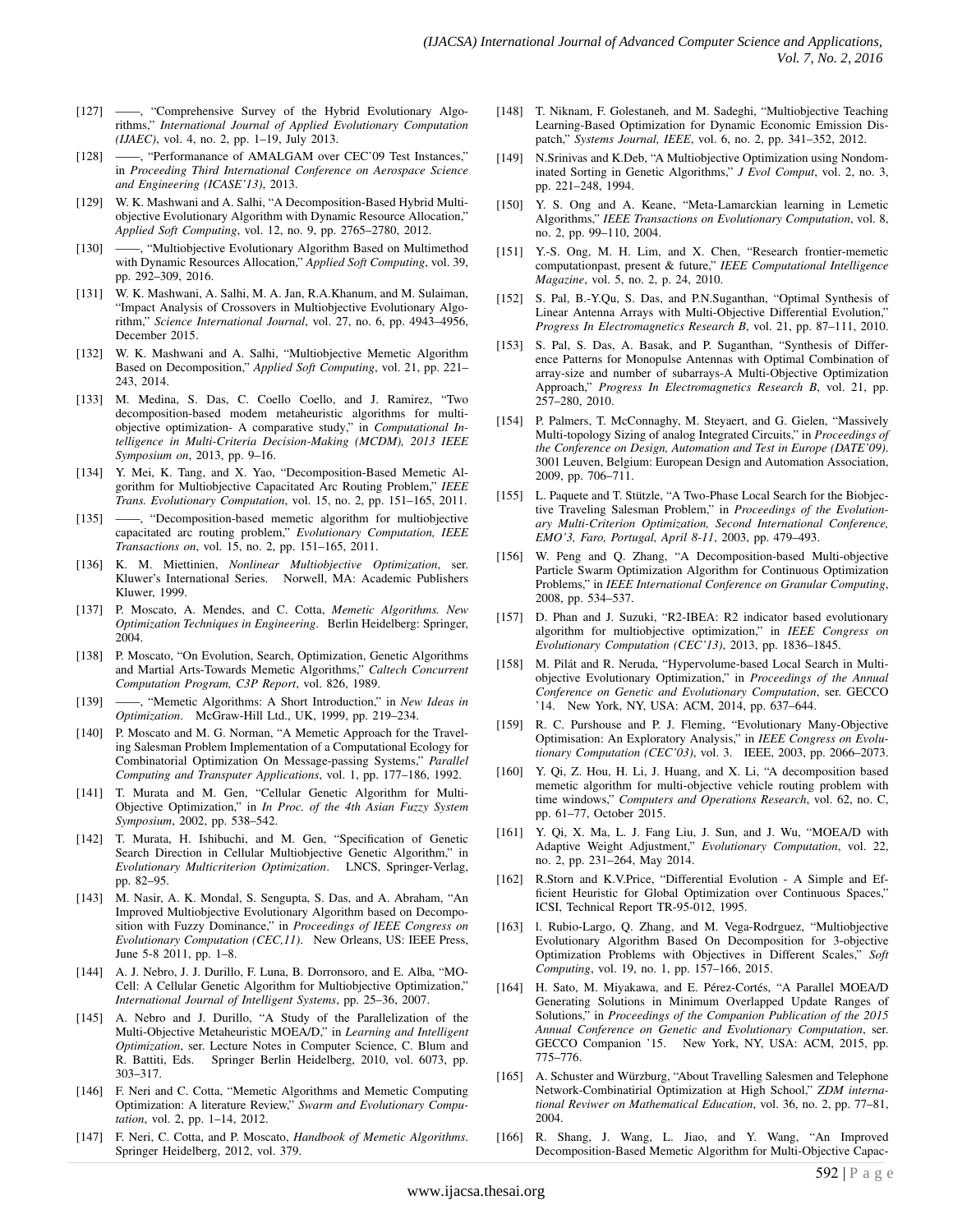[127] ——, "Comprehensive Survey of the Hybrid Evolutionary Algorithms," *International Journal of Applied Evolutionary Computation (IJAEC)*, vol. 4, no. 2, pp. 1–19, July 2013.

[128] ——, "Performanance of AMALGAM over CEC'09 Test Instances," in *Proceeding Third International Conference on Aerospace Science and Engineering (ICASE'13)*, 2013.

[129] W. K. Mashwani and A. Salhi, "A Decomposition-Based Hybrid Multiobjective Evolutionary Algorithm with Dynamic Resource Allocation," *Applied Soft Computing*, vol. 12, no. 9, pp. 2765–2780, 2012.

[130] ——, "Multiobjective Evolutionary Algorithm Based on Multimethod with Dynamic Resources Allocation," *Applied Soft Computing*, vol. 39, pp. 292–309, 2016.

[131] W. K. Mashwani, A. Salhi, M. A. Jan, R.A.Khanum, and M. Sulaiman, "Impact Analysis of Crossovers in Multiobjective Evolutionary Algorithm," *Science International Journal*, vol. 27, no. 6, pp. 4943–4956, December 2015.

[132] W. K. Mashwani and A. Salhi, "Multiobjective Memetic Algorithm Based on Decomposition," *Applied Soft Computing*, vol. 21, pp. 221–243, 2014.

[133] M. Medina, S. Das, C. Coello Coello, and J. Ramirez, "Two decomposition-based modem metaheuristic algorithms for multiobjective optimization- A comparative study," in *Computational Intelligence in Multi-Criteria Decision-Making (MCDM), 2013 IEEE Symposium on*, 2013, pp. 9–16.

[134] Y. Mei, K. Tang, and X. Yao, "Decomposition-Based Memetic Algorithm for Multiobjective Capacitated Arc Routing Problem," *IEEE Trans. Evolutionary Computation*, vol. 15, no. 2, pp. 151–165, 2011.

[135] ——, "Decomposition-based memetic algorithm for multiobjective capacitated arc routing problem," *Evolutionary Computation, IEEE Transactions on*, vol. 15, no. 2, pp. 151–165, 2011.

[136] K. M. Miettinien, *Nonlinear Multiobjective Optimization*, ser. Kluwer's International Series. Norwell, MA: Academic Publishers Kluwer, 1999.

[137] P. Moscato, A. Mendes, and C. Cotta, *Memetic Algorithms. New Optimization Techniques in Engineering*. Berlin Heidelberg: Springer, 2004.

[138] P. Moscato, "On Evolution, Search, Optimization, Genetic Algorithms and Martial Arts-Towards Memetic Algorithms," *Caltech Concurrent Computation Program, C3P Report*, vol. 826, 1989.

[139] ——, "Memetic Algorithms: A Short Introduction," in *New Ideas in Optimization*. McGraw-Hill Ltd., UK, 1999, pp. 219–234.

[140] P. Moscato and M. G. Norman, "A Memetic Approach for the Traveling Salesman Problem Implementation of a Computational Ecology for Combinatorial Optimization On Message-passing Systems," *Parallel Computing and Transputer Applications*, vol. 1, pp. 177–186, 1992.

[141] T. Murata and M. Gen, "Cellular Genetic Algorithm for Multi-Objective Optimization," in *In Proc. of the 4th Asian Fuzzy System Symposium*, 2002, pp. 538–542.

[142] T. Murata, H. Ishibuchi, and M. Gen, "Specification of Genetic Search Direction in Cellular Multiobjective Genetic Algorithm," in *Evolutionary Multicriterion Optimization*. LNCS, Springer-Verlag, pp. 82–95.

[143] M. Nasir, A. K. Mondal, S. Sengupta, S. Das, and A. Abraham, "An Improved Multiobjective Evolutionary Algorithm based on Decomposition with Fuzzy Dominance," in *Proceedings of IEEE Congress on Evolutionary Computation (CEC,11)*. New Orleans, US: IEEE Press, June 5-8 2011, pp. 1–8.

[144] A. J. Nebro, J. J. Durillo, F. Luna, B. Dorronsoro, and E. Alba, "MO-Cell: A Cellular Genetic Algorithm for Multiobjective Optimization," *International Journal of Intelligent Systems*, pp. 25–36, 2007.

[145] A. Nebro and J. Durillo, "A Study of the Parallelization of the Multi-Objective Metaheuristic MOEA/D," in *Learning and Intelligent Optimization*, ser. Lecture Notes in Computer Science, C. Blum and R. Battiti, Eds. Springer Berlin Heidelberg, 2010, vol. 6073, pp. 303–317.

[146] F. Neri and C. Cotta, "Memetic Algorithms and Memetic Computing Optimization: A literature Review," *Swarm and Evolutionary Computation*, vol. 2, pp. 1–14, 2012.

[147] F. Neri, C. Cotta, and P. Moscato, *Handbook of Memetic Algorithms*. Springer Heidelberg, 2012, vol. 379.

[148] T. Niknam, F. Golestaneh, and M. Sadeghi, "Multiobjective Teaching Learning-Based Optimization for Dynamic Economic Emission Dispatch," *Systems Journal, IEEE*, vol. 6, no. 2, pp. 341–352, 2012.

[149] N.Srinivas and K.Deb, "A Multiobjective Optimization using Nondominated Sorting in Genetic Algorithms," *J Evol Comput*, vol. 2, no. 3, pp. 221–248, 1994.

[150] Y. S. Ong and A. Keane, "Meta-Lamarckian learning in Lemetic Algorithms," *IEEE Transactions on Evolutionary Computation*, vol. 8, no. 2, pp. 99–110, 2004.

[151] Y.-S. Ong, M. H. Lim, and X. Chen, "Research frontier-memetic computationpast, present & future," *IEEE Computational Intelligence Magazine*, vol. 5, no. 2, p. 24, 2010.

[152] S. Pal, B.-Y.Qu, S. Das, and P.N.Suganthan, "Optimal Synthesis of Linear Antenna Arrays with Multi-Objective Differential Evolution," *Progress In Electromagnetics Research B*, vol. 21, pp. 87–111, 2010.

[153] S. Pal, S. Das, A. Basak, and P. Suganthan, "Synthesis of Difference Patterns for Monopulse Antennas with Optimal Combination of array-size and number of subarrays-A Multi-Objective Optimization Approach," *Progress In Electromagnetics Research B*, vol. 21, pp. 257–280, 2010.

[154] P. Palmers, T. McConnaghy, M. Steyaert, and G. Gielen, "Massively Multi-topology Sizing of analog Integrated Circuits," in *Proceedings of the Conference on Design, Automation and Test in Europe (DATE'09)*. 3001 Leuven, Belgium: European Design and Automation Association, 2009, pp. 706–711.

[155] L. Paquete and T. Stützle, "A Two-Phase Local Search for the Biobjective Traveling Salesman Problem," in *Proceedings of the Evolutionary Multi-Criterion Optimization, Second International Conference, EMO'3, Faro, Portugal, April 8-11*, 2003, pp. 479–493.

[156] W. Peng and Q. Zhang, "A Decomposition-based Multi-objective Particle Swarm Optimization Algorithm for Continuous Optimization Problems," in *IEEE International Conference on Granular Computing*, 2008, pp. 534–537.

[157] D. Phan and J. Suzuki, "R2-IBEA: R2 indicator based evolutionary algorithm for multiobjective optimization," in *IEEE Congress on Evolutionary Computation (CEC'13)*, 2013, pp. 1836–1845.

[158] M. Pilát and R. Neruda, "Hypervolume-based Local Search in Multiobjective Evolutionary Optimization," in *Proceedings of the Annual Conference on Genetic and Evolutionary Computation*, ser. GECCO '14. New York, NY, USA: ACM, 2014, pp. 637–644.

[159] R. C. Purshouse and P. J. Fleming, "Evolutionary Many-Objective Optimisation: An Exploratory Analysis," in *IEEE Congress on Evolutionary Computation (CEC'03)*, vol. 3. IEEE, 2003, pp. 2066–2073.

[160] Y. Qi, Z. Hou, H. Li, J. Huang, and X. Li, "A decomposition based memetic algorithm for multi-objective vehicle routing problem with time windows," *Computers and Operations Research*, vol. 62, no. C, pp. 61–77, October 2015.

[161] Y. Qi, X. Ma, L. J. Fang Liu, J. Sun, and J. Wu, "MOEA/D with Adaptive Weight Adjustment," *Evolutionary Computation*, vol. 22, no. 2, pp. 231–264, May 2014.

[162] R.Storn and K.V.Price, "Differential Evolution - A Simple and Efficient Heuristic for Global Optimization over Continuous Spaces," ICSI, Technical Report TR-95-012, 1995.

[163] l. Rubio-Largo, Q. Zhang, and M. Vega-Rodrguez, "Multiobjective Evolutionary Algorithm Based On Decomposition for 3-objective Optimization Problems with Objectives in Different Scales," *Soft Computing*, vol. 19, no. 1, pp. 157–166, 2015.

[164] H. Sato, M. Miyakawa, and E. Pérez-Cortés, "A Parallel MOEA/D Generating Solutions in Minimum Overlapped Update Ranges of Solutions," in *Proceedings of the Companion Publication of the 2015 Annual Conference on Genetic and Evolutionary Computation*, ser. GECCO Companion '15. New York, NY, USA: ACM, 2015, pp. 775–776.

[165] A. Schuster and Würzburg, "About Travelling Salesmen and Telephone Network-Combinatirial Optimization at High School," *ZDM international Reviwer on Mathematical Education*, vol. 36, no. 2, pp. 77–81, 2004.

[166] R. Shang, J. Wang, L. Jiao, and Y. Wang, "An Improved Decomposition-Based Memetic Algorithm for Multi-Objective Capac-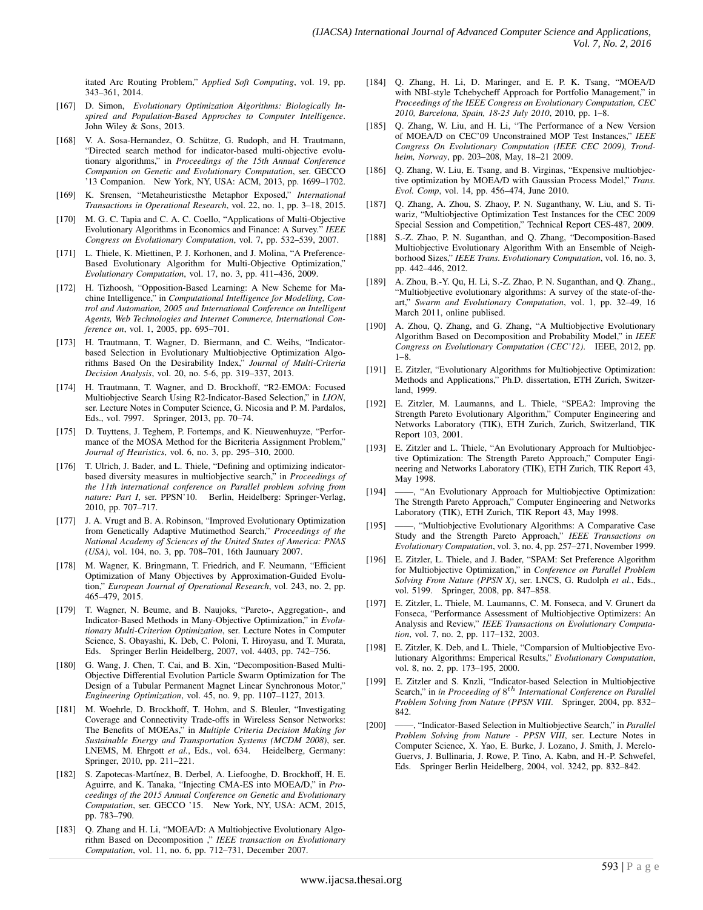itated Arc Routing Problem," *Applied Soft Computing*, vol. 19, pp. 343–361, 2014.

[167] D. Simon, *Evolutionary Optimization Algorithms: Biologically Inspired and Population-Based Approches to Computer Intelligence*. John Wiley & Sons, 2013.

[168] V. A. Sosa-Hernandez, O. Schütze, G. Rudoph, and H. Trautmann, "Directed search method for indicator-based multi-objective evolutionary algorithms," in *Proceedings of the 15th Annual Conference Companion on Genetic and Evolutionary Computation*, ser. GECCO '13 Companion. New York, NY, USA: ACM, 2013, pp. 1699–1702.

[169] K. Srensen, "Metaheuristicsthe Metaphor Exposed," *International Transactions in Operational Research*, vol. 22, no. 1, pp. 3–18, 2015.

[170] M. G. C. Tapia and C. A. C. Coello, "Applications of Multi-Objective Evolutionary Algorithms in Economics and Finance: A Survey." *IEEE Congress on Evolutionary Computation*, vol. 7, pp. 532–539, 2007.

[171] L. Thiele, K. Miettinen, P. J. Korhonen, and J. Molina, "A Preference-Based Evolutionary Algorithm for Multi-Objective Optimization," *Evolutionary Computation*, vol. 17, no. 3, pp. 411–436, 2009.

[172] H. Tizhoosh, "Opposition-Based Learning: A New Scheme for Machine Intelligence," in *Computational Intelligence for Modelling, Control and Automation, 2005 and International Conference on Intelligent Agents, Web Technologies and Internet Commerce, International Conference on*, vol. 1, 2005, pp. 695–701.

[173] H. Trautmann, T. Wagner, D. Biermann, and C. Weihs, "Indicator-based Selection in Evolutionary Multiobjective Optimization Algorithms Based On the Desirability Index," *Journal of Multi-Criteria Decision Analysis*, vol. 20, no. 5-6, pp. 319–337, 2013.

[174] H. Trautmann, T. Wagner, and D. Brockhoff, "R2-EMOA: Focused Multiobjective Search Using R2-Indicator-Based Selection," in *LION*, ser. Lecture Notes in Computer Science, G. Nicosia and P. M. Pardalos, Eds., vol. 7997. Springer, 2013, pp. 70–74.

[175] D. Tuyttens, J. Teghem, P. Fortemps, and K. Nieuwenhuyze, "Performance of the MOSA Method for the Bicriteria Assignment Problem," *Journal of Heuristics*, vol. 6, no. 3, pp. 295–310, 2000.

[176] T. Ulrich, J. Bader, and L. Thiele, "Defining and optimizing indicator-based diversity measures in multiobjective search," in *Proceedings of the 11th international conference on Parallel problem solving from nature: Part I*, ser. PPSN'10. Berlin, Heidelberg: Springer-Verlag, 2010, pp. 707–717.

[177] J. A. Vrugt and B. A. Robinson, "Improved Evolutionary Optimization from Genetically Adaptive Mutimethod Search," *Proceedings of the National Academy of Sciences of the United States of America: PNAS (USA)*, vol. 104, no. 3, pp. 708–701, 16th Jaunuary 2007.

[178] M. Wagner, K. Bringmann, T. Friedrich, and F. Neumann, "Efficient Optimization of Many Objectives by Approximation-Guided Evolution," *European Journal of Operational Research*, vol. 243, no. 2, pp. 465–479, 2015.

[179] T. Wagner, N. Beume, and B. Naujoks, "Pareto-, Aggregation-, and Indicator-Based Methods in Many-Objective Optimization," in *Evolutionary Multi-Criterion Optimization*, ser. Lecture Notes in Computer Science, S. Obayashi, K. Deb, C. Poloni, T. Hiroyasu, and T. Murata, Eds. Springer Berlin Heidelberg, 2007, vol. 4403, pp. 742–756.

[180] G. Wang, J. Chen, T. Cai, and B. Xin, "Decomposition-Based Multi-Objective Differential Evolution Particle Swarm Optimization for The Design of a Tubular Permanent Magnet Linear Synchronous Motor," *Engineering Optimization*, vol. 45, no. 9, pp. 1107–1127, 2013.

[181] M. Woehrle, D. Brockhoff, T. Hohm, and S. Bleuler, "Investigating Coverage and Connectivity Trade-offs in Wireless Sensor Networks: The Benefits of MOEAs," in *Multiple Criteria Decision Making for Sustainable Energy and Transportation Systems (MCDM 2008)*, ser. LNEMS, M. Ehrgott *et al.*, Eds., vol. 634. Heidelberg, Germany: Springer, 2010, pp. 211–221.

[182] S. Zapotecas-Martínez, B. Derbel, A. Liefooghe, D. Brockhoff, H. E. Aguirre, and K. Tanaka, "Injecting CMA-ES into MOEA/D," in *Proceedings of the 2015 Annual Conference on Genetic and Evolutionary Computation*, ser. GECCO '15. New York, NY, USA: ACM, 2015, pp. 783–790.

[183] Q. Zhang and H. Li, "MOEA/D: A Multiobjective Evolutionary Algorithm Based on Decomposition ," *IEEE transaction on Evolutionary Computation*, vol. 11, no. 6, pp. 712–731, December 2007.

[184] Q. Zhang, H. Li, D. Maringer, and E. P. K. Tsang, "MOEA/D with NBI-style Tchebycheff Approach for Portfolio Management," in *Proceedings of the IEEE Congress on Evolutionary Computation, CEC 2010, Barcelona, Spain, 18-23 July 2010*, 2010, pp. 1–8.

[185] Q. Zhang, W. Liu, and H. Li, "The Performance of a New Version of MOEA/D on CEC'09 Unconstrained MOP Test Instances," *IEEE Congress On Evolutionary Computation (IEEE CEC 2009), Trondheim, Norway*, pp. 203–208, May, 18–21 2009.

[186] Q. Zhang, W. Liu, E. Tsang, and B. Virginas, "Expensive multiobjective optimization by MOEA/D with Gaussian Process Model," *Trans. Evol. Comp*, vol. 14, pp. 456–474, June 2010.

[187] Q. Zhang, A. Zhou, S. Zhaoy, P. N. Suganthany, W. Liu, and S. Tiwariz, "Multiobjective Optimization Test Instances for the CEC 2009 Special Session and Competition," Technical Report CES-487, 2009.

[188] S.-Z. Zhao, P. N. Suganthan, and Q. Zhang, "Decomposition-Based Multiobjective Evolutionary Algorithm With an Ensemble of Neighborhood Sizes," *IEEE Trans. Evolutionary Computation*, vol. 16, no. 3, pp. 442–446, 2012.

[189] A. Zhou, B.-Y. Qu, H. Li, S.-Z. Zhao, P. N. Suganthan, and Q. Zhang., "Multiobjective evolutionary algorithms: A survey of the state-of-the-art," *Swarm and Evolutionary Computation*, vol. 1, pp. 32–49, 16 March 2011, online publised.

[190] A. Zhou, Q. Zhang, and G. Zhang, "A Multiobjective Evolutionary Algorithm Based on Decomposition and Probability Model," in *IEEE Congress on Evolutionary Computation (CEC'12)*. IEEE, 2012, pp. 1–8.

[191] E. Zitzler, "Evolutionary Algorithms for Multiobjective Optimization: Methods and Applications," Ph.D. dissertation, ETH Zurich, Switzerland, 1999.

[192] E. Zitzler, M. Laumanns, and L. Thiele, "SPEA2: Improving the Strength Pareto Evolutionary Algorithm," Computer Engineering and Networks Laboratory (TIK), ETH Zurich, Zurich, Switzerland, TIK Report 103, 2001.

[193] E. Zitzler and L. Thiele, "An Evolutionary Approach for Multiobjective Optimization: The Strength Pareto Approach," Computer Engineering and Networks Laboratory (TIK), ETH Zurich, TIK Report 43, May 1998.

[194] ——, "An Evolutionary Approach for Multiobjective Optimization: The Strength Pareto Approach," Computer Engineering and Networks Laboratory (TIK), ETH Zurich, TIK Report 43, May 1998.

[195] ——, "Multiobjective Evolutionary Algorithms: A Comparative Case Study and the Strength Pareto Approach," *IEEE Transactions on Evolutionary Computation*, vol. 3, no. 4, pp. 257–271, November 1999.

[196] E. Zitzler, L. Thiele, and J. Bader, "SPAM: Set Preference Algorithm for Multiobjective Optimization," in *Conference on Parallel Problem Solving From Nature (PPSN X)*, ser. LNCS, G. Rudolph *et al.*, Eds., vol. 5199. Springer, 2008, pp. 847–858.

[197] E. Zitzler, L. Thiele, M. Laumanns, C. M. Fonseca, and V. Grunert da Fonseca, "Performance Assessment of Multiobjective Optimizers: An Analysis and Review," *IEEE Transactions on Evolutionary Computation*, vol. 7, no. 2, pp. 117–132, 2003.

[198] E. Zitzler, K. Deb, and L. Thiele, "Comparsion of Multiobjective Evolutionary Algorithms: Emperical Results," *Evolutionary Computation*, vol. 8, no. 2, pp. 173–195, 2000.

[199] E. Zitzler and S. Knzli, "Indicator-based Selection in Multiobjective Search," in *in Proceeding of* $8^{th}$ *International Conference on Parallel Problem Solving from Nature (PPSN VIII*. Springer, 2004, pp. 832–842.

[200] ——, "Indicator-Based Selection in Multiobjective Search," in *Parallel Problem Solving from Nature - PPSN VIII*, ser. Lecture Notes in Computer Science, X. Yao, E. Burke, J. Lozano, J. Smith, J. Merelo-Guervs, J. Bullinaria, J. Rowe, P. Tino, A. Kabn, and H.-P. Schwefel, Eds. Springer Berlin Heidelberg, 2004, vol. 3242, pp. 832–842.